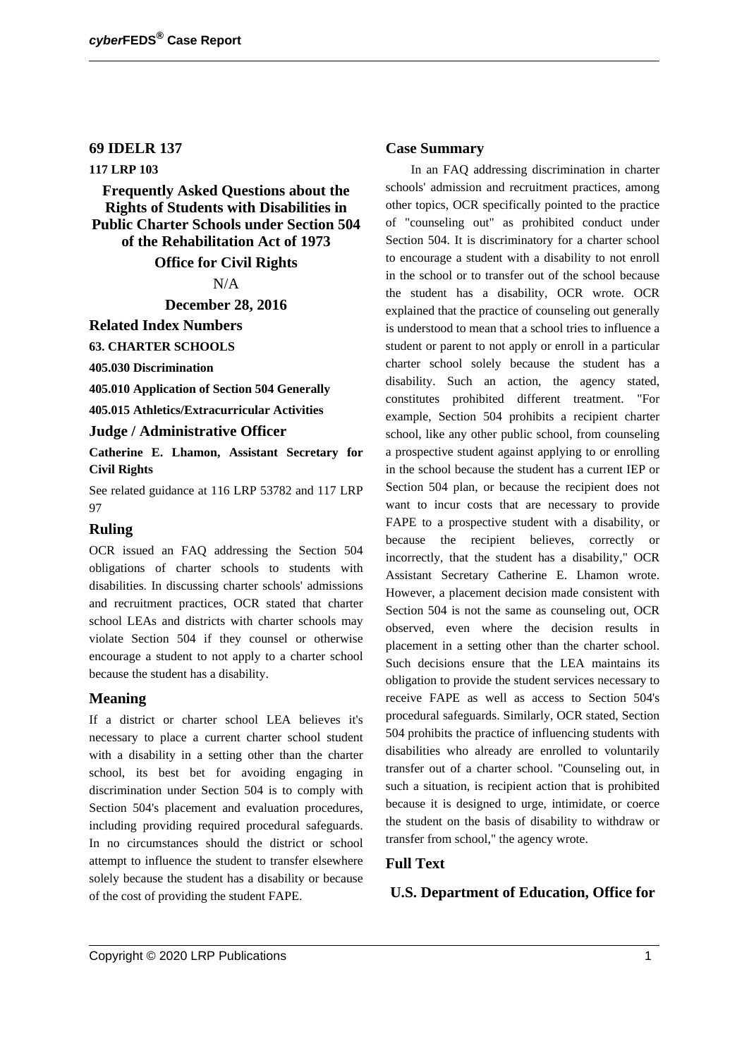# 69 IDELR 137

**117 LRP 103**

## Frequently Asked Questions about the Rights of Students with Disabilities in Public Charter Schools under Section 504 of the Rehabilitation Act of 1973

### Office for Civil Rights

N/A

### December 28, 2016

## Related Index Numbers

**63. CHARTER SCHOOLS**

**405.030 Discrimination**

**405.010 Application of Section 504 Generally**

**405.015 Athletics/Extracurricular Activities**

## Judge / Administrative Officer

**Catherine E. Lhamon, Assistant Secretary for Civil Rights**

See related guidance at 116 LRP 53782 and 117 LRP 97

## Ruling

OCR issued an FAQ addressing the Section 504 obligations of charter schools to students with disabilities. In discussing charter schools' admissions and recruitment practices, OCR stated that charter school LEAs and districts with charter schools may violate Section 504 if they counsel or otherwise encourage a student to not apply to a charter school because the student has a disability.

## Meaning

If a district or charter school LEA believes it's necessary to place a current charter school student with a disability in a setting other than the charter school, its best bet for avoiding engaging in discrimination under Section 504 is to comply with Section 504's placement and evaluation procedures, including providing required procedural safeguards. In no circumstances should the district or school attempt to influence the student to transfer elsewhere solely because the student has a disability or because of the cost of providing the student FAPE.

## Case Summary

In an FAQ addressing discrimination in charter schools' admission and recruitment practices, among other topics, OCR specifically pointed to the practice of "counseling out" as prohibited conduct under Section 504. It is discriminatory for a charter school to encourage a student with a disability to not enroll in the school or to transfer out of the school because the student has a disability, OCR wrote. OCR explained that the practice of counseling out generally is understood to mean that a school tries to influence a student or parent to not apply or enroll in a particular charter school solely because the student has a disability. Such an action, the agency stated, constitutes prohibited different treatment. "For example, Section 504 prohibits a recipient charter school, like any other public school, from counseling a prospective student against applying to or enrolling in the school because the student has a current IEP or Section 504 plan, or because the recipient does not want to incur costs that are necessary to provide FAPE to a prospective student with a disability, or because the recipient believes, correctly or incorrectly, that the student has a disability," OCR Assistant Secretary Catherine E. Lhamon wrote. However, a placement decision made consistent with Section 504 is not the same as counseling out, OCR observed, even where the decision results in placement in a setting other than the charter school. Such decisions ensure that the LEA maintains its obligation to provide the student services necessary to receive FAPE as well as access to Section 504's procedural safeguards. Similarly, OCR stated, Section 504 prohibits the practice of influencing students with disabilities who already are enrolled to voluntarily transfer out of a charter school. "Counseling out, in such a situation, is recipient action that is prohibited because it is designed to urge, intimidate, or coerce the student on the basis of disability to withdraw or transfer from school," the agency wrote.

## Full Text

### U.S. Department of Education, Office for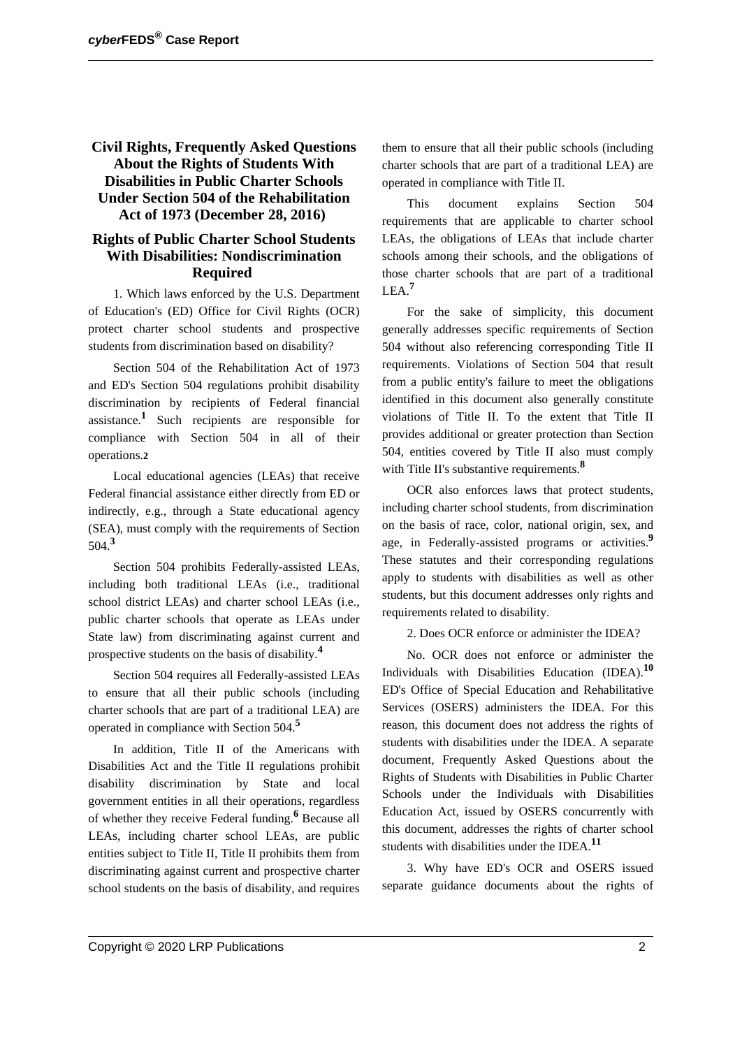## Civil Rights, Frequently Asked Questions About the Rights of Students With Disabilities in Public Charter Schools Under Section 504 of the Rehabilitation Act of 1973 (December 28, 2016)

## Rights of Public Charter School Students With Disabilities: Nondiscrimination Required

1. Which laws enforced by the U.S. Department of Education's (ED) Office for Civil Rights (OCR) protect charter school students and prospective students from discrimination based on disability?

Section 504 of the Rehabilitation Act of 1973 and ED's Section 504 regulations prohibit disability discrimination by recipients of Federal financial assistance.[1] Such recipients are responsible for compliance with Section 504 in all of their operations.[2]

Local educational agencies (LEAs) that receive Federal financial assistance either directly from ED or indirectly, e.g., through a State educational agency (SEA), must comply with the requirements of Section 504.[3]

Section 504 prohibits Federally-assisted LEAs, including both traditional LEAs (i.e., traditional school district LEAs) and charter school LEAs (i.e., public charter schools that operate as LEAs under State law) from discriminating against current and prospective students on the basis of disability.[4]

Section 504 requires all Federally-assisted LEAs to ensure that all their public schools (including charter schools that are part of a traditional LEA) are operated in compliance with Section 504.[5]

In addition, Title II of the Americans with Disabilities Act and the Title II regulations prohibit disability discrimination by State and local government entities in all their operations, regardless of whether they receive Federal funding.[6] Because all LEAs, including charter school LEAs, are public entities subject to Title II, Title II prohibits them from discriminating against current and prospective charter school students on the basis of disability, and requires them to ensure that all their public schools (including charter schools that are part of a traditional LEA) are operated in compliance with Title II.

This document explains Section 504 requirements that are applicable to charter school LEAs, the obligations of LEAs that include charter schools among their schools, and the obligations of those charter schools that are part of a traditional LEA.[7]

For the sake of simplicity, this document generally addresses specific requirements of Section 504 without also referencing corresponding Title II requirements. Violations of Section 504 that result from a public entity's failure to meet the obligations identified in this document also generally constitute violations of Title II. To the extent that Title II provides additional or greater protection than Section 504, entities covered by Title II also must comply with Title II's substantive requirements.[8]

OCR also enforces laws that protect students, including charter school students, from discrimination on the basis of race, color, national origin, sex, and age, in Federally-assisted programs or activities.[9] These statutes and their corresponding regulations apply to students with disabilities as well as other students, but this document addresses only rights and requirements related to disability.

2. Does OCR enforce or administer the IDEA?

No. OCR does not enforce or administer the Individuals with Disabilities Education (IDEA).[10] ED's Office of Special Education and Rehabilitative Services (OSERS) administers the IDEA. For this reason, this document does not address the rights of students with disabilities under the IDEA. A separate document, Frequently Asked Questions about the Rights of Students with Disabilities in Public Charter Schools under the Individuals with Disabilities Education Act, issued by OSERS concurrently with this document, addresses the rights of charter school students with disabilities under the IDEA.[11]

3. Why have ED's OCR and OSERS issued separate guidance documents about the rights of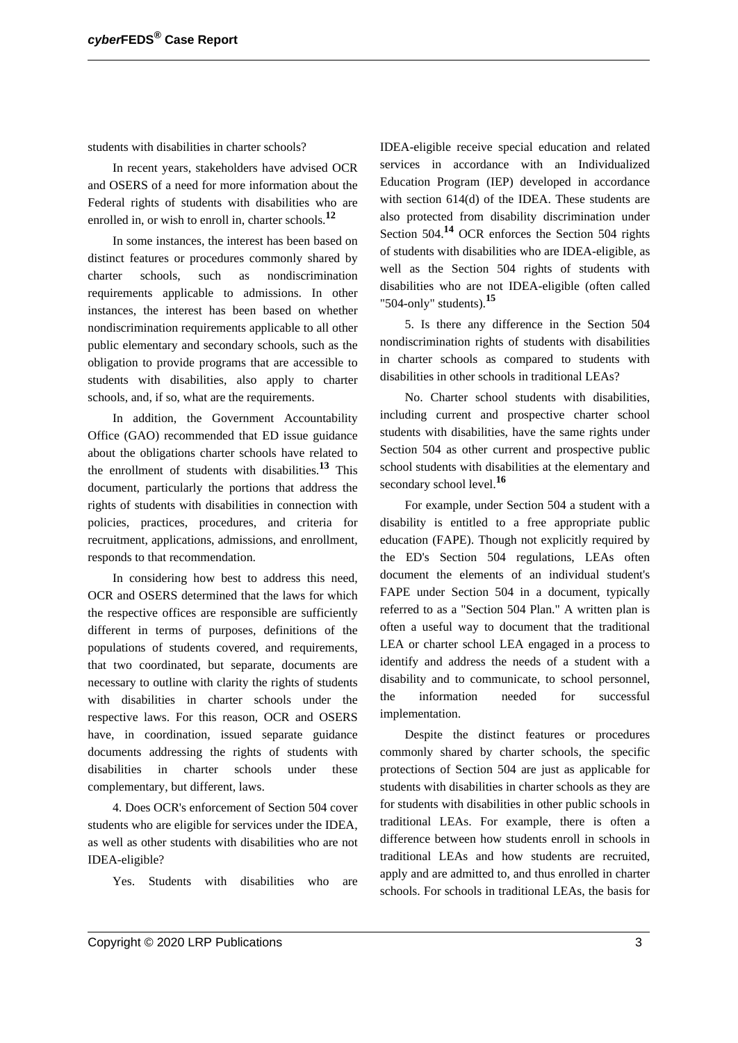students with disabilities in charter schools?

In recent years, stakeholders have advised OCR and OSERS of a need for more information about the Federal rights of students with disabilities who are enrolled in, or wish to enroll in, charter schools.[12]

In some instances, the interest has been based on distinct features or procedures commonly shared by charter schools, such as nondiscrimination requirements applicable to admissions. In other instances, the interest has been based on whether nondiscrimination requirements applicable to all other public elementary and secondary schools, such as the obligation to provide programs that are accessible to students with disabilities, also apply to charter schools, and, if so, what are the requirements.

In addition, the Government Accountability Office (GAO) recommended that ED issue guidance about the obligations charter schools have related to the enrollment of students with disabilities.[13] This document, particularly the portions that address the rights of students with disabilities in connection with policies, practices, procedures, and criteria for recruitment, applications, admissions, and enrollment, responds to that recommendation.

In considering how best to address this need, OCR and OSERS determined that the laws for which the respective offices are responsible are sufficiently different in terms of purposes, definitions of the populations of students covered, and requirements, that two coordinated, but separate, documents are necessary to outline with clarity the rights of students with disabilities in charter schools under the respective laws. For this reason, OCR and OSERS have, in coordination, issued separate guidance documents addressing the rights of students with disabilities in charter schools under these complementary, but different, laws.

4. Does OCR's enforcement of Section 504 cover students who are eligible for services under the IDEA, as well as other students with disabilities who are not IDEA-eligible?

Yes. Students with disabilities who are IDEA-eligible receive special education and related services in accordance with an Individualized Education Program (IEP) developed in accordance with section 614(d) of the IDEA. These students are also protected from disability discrimination under Section 504.[14] OCR enforces the Section 504 rights of students with disabilities who are IDEA-eligible, as well as the Section 504 rights of students with disabilities who are not IDEA-eligible (often called "504-only" students).[15]

5. Is there any difference in the Section 504 nondiscrimination rights of students with disabilities in charter schools as compared to students with disabilities in other schools in traditional LEAs?

No. Charter school students with disabilities, including current and prospective charter school students with disabilities, have the same rights under Section 504 as other current and prospective public school students with disabilities at the elementary and secondary school level.[16]

For example, under Section 504 a student with a disability is entitled to a free appropriate public education (FAPE). Though not explicitly required by the ED's Section 504 regulations, LEAs often document the elements of an individual student's FAPE under Section 504 in a document, typically referred to as a "Section 504 Plan." A written plan is often a useful way to document that the traditional LEA or charter school LEA engaged in a process to identify and address the needs of a student with a disability and to communicate, to school personnel, the information needed for successful implementation.

Despite the distinct features or procedures commonly shared by charter schools, the specific protections of Section 504 are just as applicable for students with disabilities in charter schools as they are for students with disabilities in other public schools in traditional LEAs. For example, there is often a difference between how students enroll in schools in traditional LEAs and how students are recruited, apply and are admitted to, and thus enrolled in charter schools. For schools in traditional LEAs, the basis for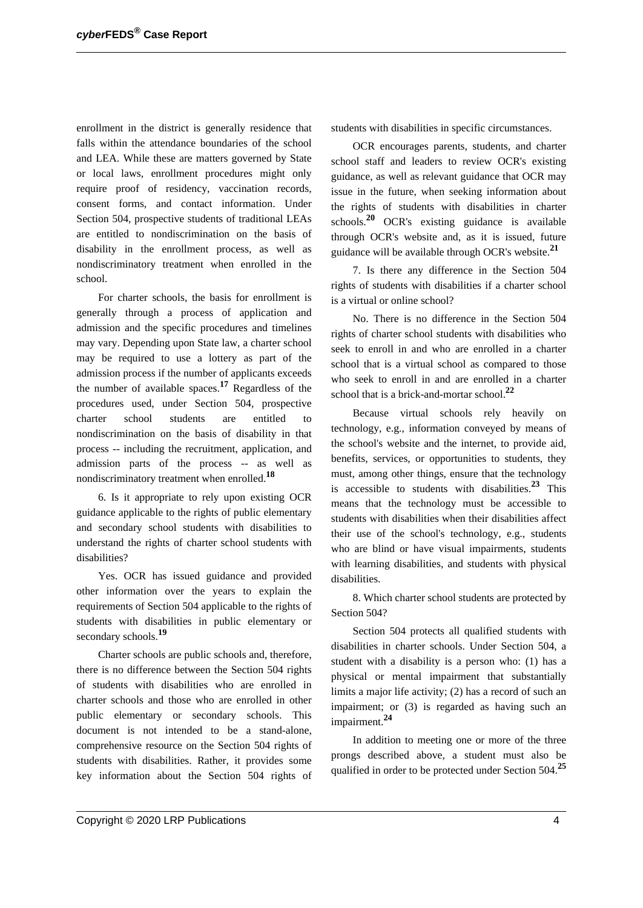enrollment in the district is generally residence that falls within the attendance boundaries of the school and LEA. While these are matters governed by State or local laws, enrollment procedures might only require proof of residency, vaccination records, consent forms, and contact information. Under Section 504, prospective students of traditional LEAs are entitled to nondiscrimination on the basis of disability in the enrollment process, as well as nondiscriminatory treatment when enrolled in the school.

For charter schools, the basis for enrollment is generally through a process of application and admission and the specific procedures and timelines may vary. Depending upon State law, a charter school may be required to use a lottery as part of the admission process if the number of applicants exceeds the number of available spaces.[17] Regardless of the procedures used, under Section 504, prospective charter school students are entitled to nondiscrimination on the basis of disability in that process -- including the recruitment, application, and admission parts of the process -- as well as nondiscriminatory treatment when enrolled.[18]

6. Is it appropriate to rely upon existing OCR guidance applicable to the rights of public elementary and secondary school students with disabilities to understand the rights of charter school students with disabilities?

Yes. OCR has issued guidance and provided other information over the years to explain the requirements of Section 504 applicable to the rights of students with disabilities in public elementary or secondary schools.[19]

Charter schools are public schools and, therefore, there is no difference between the Section 504 rights of students with disabilities who are enrolled in charter schools and those who are enrolled in other public elementary or secondary schools. This document is not intended to be a stand-alone, comprehensive resource on the Section 504 rights of students with disabilities. Rather, it provides some key information about the Section 504 rights of students with disabilities in specific circumstances.

OCR encourages parents, students, and charter school staff and leaders to review OCR's existing guidance, as well as relevant guidance that OCR may issue in the future, when seeking information about the rights of students with disabilities in charter schools.[20] OCR's existing guidance is available through OCR's website and, as it is issued, future guidance will be available through OCR's website.[21]

7. Is there any difference in the Section 504 rights of students with disabilities if a charter school is a virtual or online school?

No. There is no difference in the Section 504 rights of charter school students with disabilities who seek to enroll in and who are enrolled in a charter school that is a virtual school as compared to those who seek to enroll in and are enrolled in a charter school that is a brick-and-mortar school.[22]

Because virtual schools rely heavily on technology, e.g., information conveyed by means of the school's website and the internet, to provide aid, benefits, services, or opportunities to students, they must, among other things, ensure that the technology is accessible to students with disabilities.[23] This means that the technology must be accessible to students with disabilities when their disabilities affect their use of the school's technology, e.g., students who are blind or have visual impairments, students with learning disabilities, and students with physical disabilities.

8. Which charter school students are protected by Section 504?

Section 504 protects all qualified students with disabilities in charter schools. Under Section 504, a student with a disability is a person who: (1) has a physical or mental impairment that substantially limits a major life activity; (2) has a record of such an impairment; or (3) is regarded as having such an impairment.[24]

In addition to meeting one or more of the three prongs described above, a student must also be qualified in order to be protected under Section 504.[25]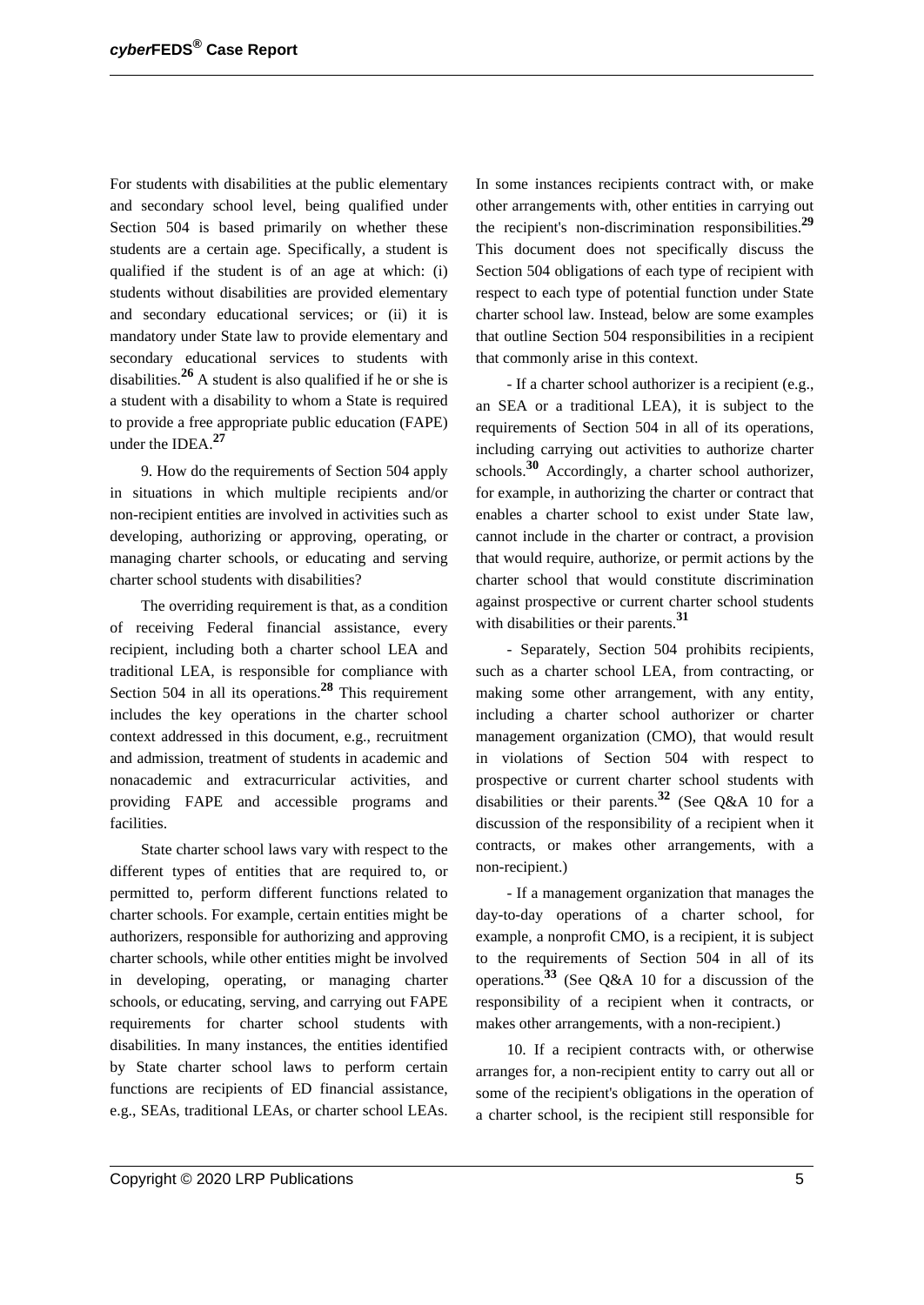For students with disabilities at the public elementary and secondary school level, being qualified under Section 504 is based primarily on whether these students are a certain age. Specifically, a student is qualified if the student is of an age at which: (i) students without disabilities are provided elementary and secondary educational services; or (ii) it is mandatory under State law to provide elementary and secondary educational services to students with disabilities.[26] A student is also qualified if he or she is a student with a disability to whom a State is required to provide a free appropriate public education (FAPE) under the IDEA.[27]

9. How do the requirements of Section 504 apply in situations in which multiple recipients and/or non-recipient entities are involved in activities such as developing, authorizing or approving, operating, or managing charter schools, or educating and serving charter school students with disabilities?

The overriding requirement is that, as a condition of receiving Federal financial assistance, every recipient, including both a charter school LEA and traditional LEA, is responsible for compliance with Section 504 in all its operations.[28] This requirement includes the key operations in the charter school context addressed in this document, e.g., recruitment and admission, treatment of students in academic and nonacademic and extracurricular activities, and providing FAPE and accessible programs and facilities.

State charter school laws vary with respect to the different types of entities that are required to, or permitted to, perform different functions related to charter schools. For example, certain entities might be authorizers, responsible for authorizing and approving charter schools, while other entities might be involved in developing, operating, or managing charter schools, or educating, serving, and carrying out FAPE requirements for charter school students with disabilities. In many instances, the entities identified by State charter school laws to perform certain functions are recipients of ED financial assistance, e.g., SEAs, traditional LEAs, or charter school LEAs. In some instances recipients contract with, or make other arrangements with, other entities in carrying out the recipient's non-discrimination responsibilities.[29] This document does not specifically discuss the Section 504 obligations of each type of recipient with respect to each type of potential function under State charter school law. Instead, below are some examples that outline Section 504 responsibilities in a recipient that commonly arise in this context.

- If a charter school authorizer is a recipient (e.g., an SEA or a traditional LEA), it is subject to the requirements of Section 504 in all of its operations, including carrying out activities to authorize charter schools.[30] Accordingly, a charter school authorizer, for example, in authorizing the charter or contract that enables a charter school to exist under State law, cannot include in the charter or contract, a provision that would require, authorize, or permit actions by the charter school that would constitute discrimination against prospective or current charter school students with disabilities or their parents.[31]

- Separately, Section 504 prohibits recipients, such as a charter school LEA, from contracting, or making some other arrangement, with any entity, including a charter school authorizer or charter management organization (CMO), that would result in violations of Section 504 with respect to prospective or current charter school students with disabilities or their parents.[32] (See Q&A 10 for a discussion of the responsibility of a recipient when it contracts, or makes other arrangements, with a non-recipient.)

- If a management organization that manages the day-to-day operations of a charter school, for example, a nonprofit CMO, is a recipient, it is subject to the requirements of Section 504 in all of its operations.[33] (See Q&A 10 for a discussion of the responsibility of a recipient when it contracts, or makes other arrangements, with a non-recipient.)

10. If a recipient contracts with, or otherwise arranges for, a non-recipient entity to carry out all or some of the recipient's obligations in the operation of a charter school, is the recipient still responsible for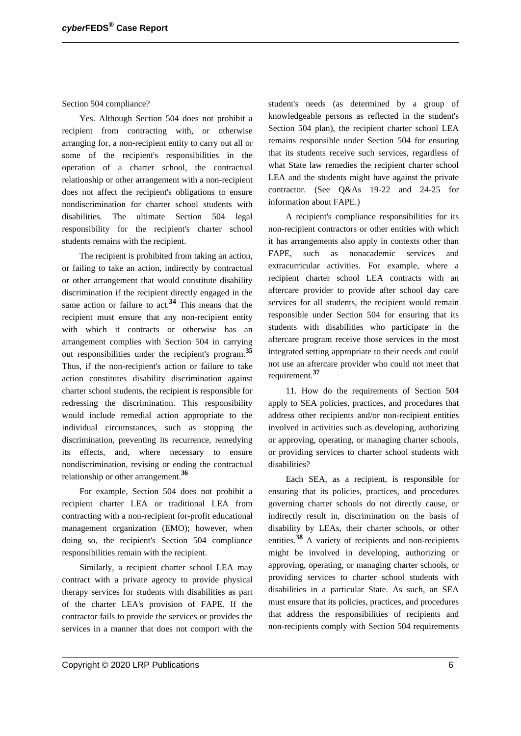Section 504 compliance?

Yes. Although Section 504 does not prohibit a recipient from contracting with, or otherwise arranging for, a non-recipient entity to carry out all or some of the recipient's responsibilities in the operation of a charter school, the contractual relationship or other arrangement with a non-recipient does not affect the recipient's obligations to ensure nondiscrimination for charter school students with disabilities. The ultimate Section 504 legal responsibility for the recipient's charter school students remains with the recipient.

The recipient is prohibited from taking an action, or failing to take an action, indirectly by contractual or other arrangement that would constitute disability discrimination if the recipient directly engaged in the same action or failure to act.[34] This means that the recipient must ensure that any non-recipient entity with which it contracts or otherwise has an arrangement complies with Section 504 in carrying out responsibilities under the recipient's program.[35] Thus, if the non-recipient's action or failure to take action constitutes disability discrimination against charter school students, the recipient is responsible for redressing the discrimination. This responsibility would include remedial action appropriate to the individual circumstances, such as stopping the discrimination, preventing its recurrence, remedying its effects, and, where necessary to ensure nondiscrimination, revising or ending the contractual relationship or other arrangement.[36]

For example, Section 504 does not prohibit a recipient charter LEA or traditional LEA from contracting with a non-recipient for-profit educational management organization (EMO); however, when doing so, the recipient's Section 504 compliance responsibilities remain with the recipient.

Similarly, a recipient charter school LEA may contract with a private agency to provide physical therapy services for students with disabilities as part of the charter LEA's provision of FAPE. If the contractor fails to provide the services or provides the services in a manner that does not comport with the student's needs (as determined by a group of knowledgeable persons as reflected in the student's Section 504 plan), the recipient charter school LEA remains responsible under Section 504 for ensuring that its students receive such services, regardless of what State law remedies the recipient charter school LEA and the students might have against the private contractor. (See Q&As 19-22 and 24-25 for information about FAPE.)

A recipient's compliance responsibilities for its non-recipient contractors or other entities with which it has arrangements also apply in contexts other than FAPE, such as nonacademic services and extracurricular activities. For example, where a recipient charter school LEA contracts with an aftercare provider to provide after school day care services for all students, the recipient would remain responsible under Section 504 for ensuring that its students with disabilities who participate in the aftercare program receive those services in the most integrated setting appropriate to their needs and could not use an aftercare provider who could not meet that requirement.[37]

11. How do the requirements of Section 504 apply to SEA policies, practices, and procedures that address other recipients and/or non-recipient entities involved in activities such as developing, authorizing or approving, operating, or managing charter schools, or providing services to charter school students with disabilities?

Each SEA, as a recipient, is responsible for ensuring that its policies, practices, and procedures governing charter schools do not directly cause, or indirectly result in, discrimination on the basis of disability by LEAs, their charter schools, or other entities.[38] A variety of recipients and non-recipients might be involved in developing, authorizing or approving, operating, or managing charter schools, or providing services to charter school students with disabilities in a particular State. As such, an SEA must ensure that its policies, practices, and procedures that address the responsibilities of recipients and non-recipients comply with Section 504 requirements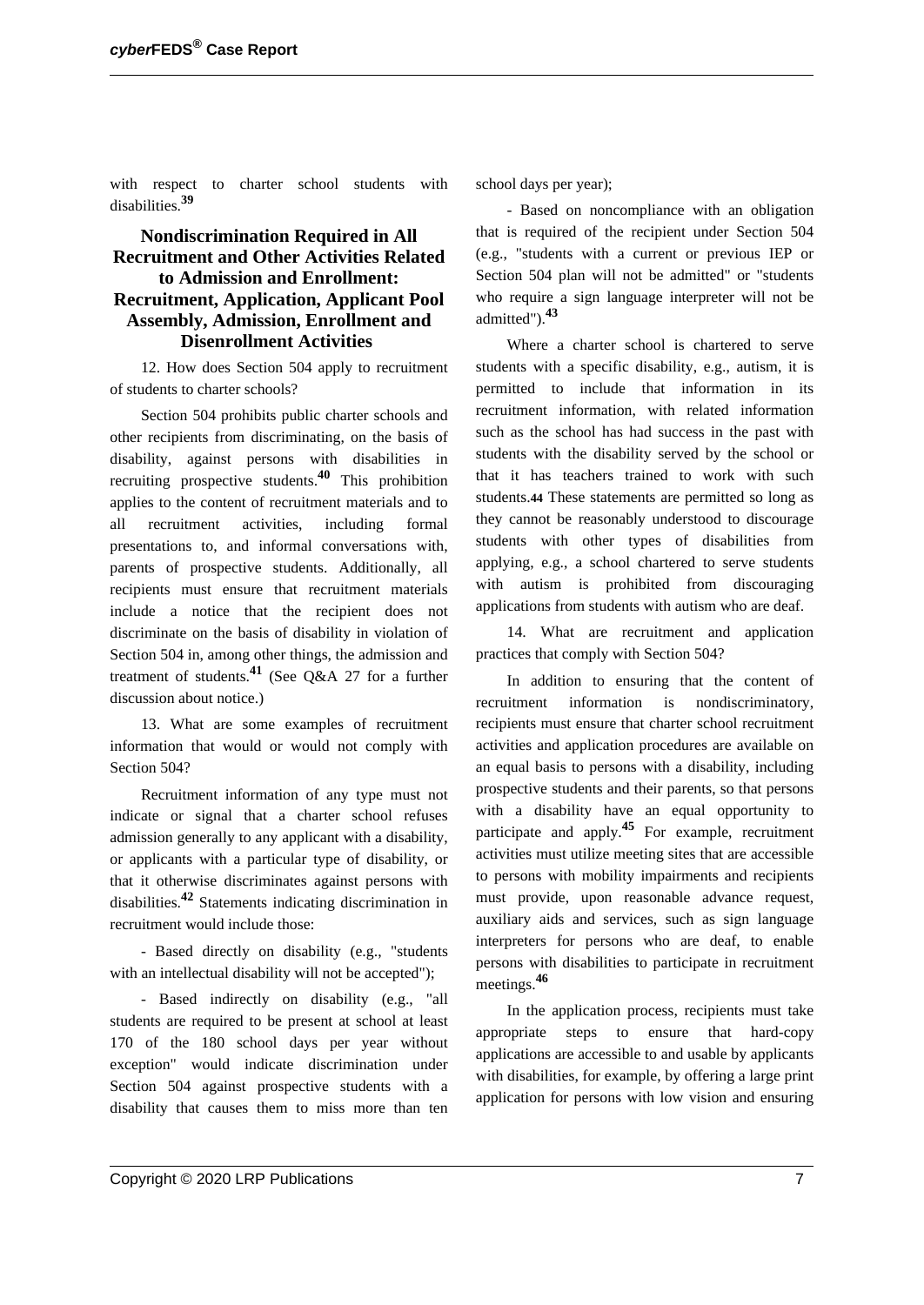with respect to charter school students with disabilities.[39]

## Nondiscrimination Required in All Recruitment and Other Activities Related to Admission and Enrollment: Recruitment, Application, Applicant Pool Assembly, Admission, Enrollment and Disenrollment Activities

12. How does Section 504 apply to recruitment of students to charter schools?

Section 504 prohibits public charter schools and other recipients from discriminating, on the basis of disability, against persons with disabilities in recruiting prospective students.[40] This prohibition applies to the content of recruitment materials and to all recruitment activities, including formal presentations to, and informal conversations with, parents of prospective students. Additionally, all recipients must ensure that recruitment materials include a notice that the recipient does not discriminate on the basis of disability in violation of Section 504 in, among other things, the admission and treatment of students.[41] (See Q&A 27 for a further discussion about notice.)

13. What are some examples of recruitment information that would or would not comply with Section 504?

Recruitment information of any type must not indicate or signal that a charter school refuses admission generally to any applicant with a disability, or applicants with a particular type of disability, or that it otherwise discriminates against persons with disabilities.[42] Statements indicating discrimination in recruitment would include those:

- Based directly on disability (e.g., "students with an intellectual disability will not be accepted");

- Based indirectly on disability (e.g., "all students are required to be present at school at least 170 of the 180 school days per year without exception" would indicate discrimination under Section 504 against prospective students with a disability that causes them to miss more than ten school days per year);

- Based on noncompliance with an obligation that is required of the recipient under Section 504 (e.g., "students with a current or previous IEP or Section 504 plan will not be admitted" or "students who require a sign language interpreter will not be admitted").[43]

Where a charter school is chartered to serve students with a specific disability, e.g., autism, it is permitted to include that information in its recruitment information, with related information such as the school has had success in the past with students with the disability served by the school or that it has teachers trained to work with such students.[44] These statements are permitted so long as they cannot be reasonably understood to discourage students with other types of disabilities from applying, e.g., a school chartered to serve students with autism is prohibited from discouraging applications from students with autism who are deaf.

14. What are recruitment and application practices that comply with Section 504?

In addition to ensuring that the content of recruitment information is nondiscriminatory, recipients must ensure that charter school recruitment activities and application procedures are available on an equal basis to persons with a disability, including prospective students and their parents, so that persons with a disability have an equal opportunity to participate and apply.[45] For example, recruitment activities must utilize meeting sites that are accessible to persons with mobility impairments and recipients must provide, upon reasonable advance request, auxiliary aids and services, such as sign language interpreters for persons who are deaf, to enable persons with disabilities to participate in recruitment meetings.[46]

In the application process, recipients must take appropriate steps to ensure that hard-copy applications are accessible to and usable by applicants with disabilities, for example, by offering a large print application for persons with low vision and ensuring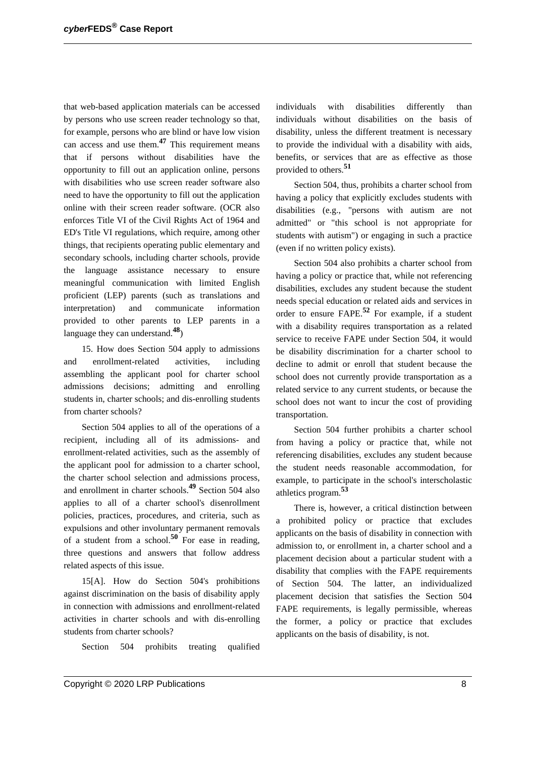that web-based application materials can be accessed by persons who use screen reader technology so that, for example, persons who are blind or have low vision can access and use them.[47] This requirement means that if persons without disabilities have the opportunity to fill out an application online, persons with disabilities who use screen reader software also need to have the opportunity to fill out the application online with their screen reader software. (OCR also enforces Title VI of the Civil Rights Act of 1964 and ED's Title VI regulations, which require, among other things, that recipients operating public elementary and secondary schools, including charter schools, provide the language assistance necessary to ensure meaningful communication with limited English proficient (LEP) parents (such as translations and interpretation) and communicate information provided to other parents to LEP parents in a language they can understand.[48])

15. How does Section 504 apply to admissions and enrollment-related activities, including assembling the applicant pool for charter school admissions decisions; admitting and enrolling students in, charter schools; and dis-enrolling students from charter schools?

Section 504 applies to all of the operations of a recipient, including all of its admissions- and enrollment-related activities, such as the assembly of the applicant pool for admission to a charter school, the charter school selection and admissions process, and enrollment in charter schools.[49] Section 504 also applies to all of a charter school's disenrollment policies, practices, procedures, and criteria, such as expulsions and other involuntary permanent removals of a student from a school.[50] For ease in reading, three questions and answers that follow address related aspects of this issue.

15[A]. How do Section 504's prohibitions against discrimination on the basis of disability apply in connection with admissions and enrollment-related activities in charter schools and with dis-enrolling students from charter schools?

Section 504 prohibits treating qualified individuals with disabilities differently than individuals without disabilities on the basis of disability, unless the different treatment is necessary to provide the individual with a disability with aids, benefits, or services that are as effective as those provided to others.[51]

Section 504, thus, prohibits a charter school from having a policy that explicitly excludes students with disabilities (e.g., "persons with autism are not admitted" or "this school is not appropriate for students with autism") or engaging in such a practice (even if no written policy exists).

Section 504 also prohibits a charter school from having a policy or practice that, while not referencing disabilities, excludes any student because the student needs special education or related aids and services in order to ensure FAPE.[52] For example, if a student with a disability requires transportation as a related service to receive FAPE under Section 504, it would be disability discrimination for a charter school to decline to admit or enroll that student because the school does not currently provide transportation as a related service to any current students, or because the school does not want to incur the cost of providing transportation.

Section 504 further prohibits a charter school from having a policy or practice that, while not referencing disabilities, excludes any student because the student needs reasonable accommodation, for example, to participate in the school's interscholastic athletics program.[53]

There is, however, a critical distinction between a prohibited policy or practice that excludes applicants on the basis of disability in connection with admission to, or enrollment in, a charter school and a placement decision about a particular student with a disability that complies with the FAPE requirements of Section 504. The latter, an individualized placement decision that satisfies the Section 504 FAPE requirements, is legally permissible, whereas the former, a policy or practice that excludes applicants on the basis of disability, is not.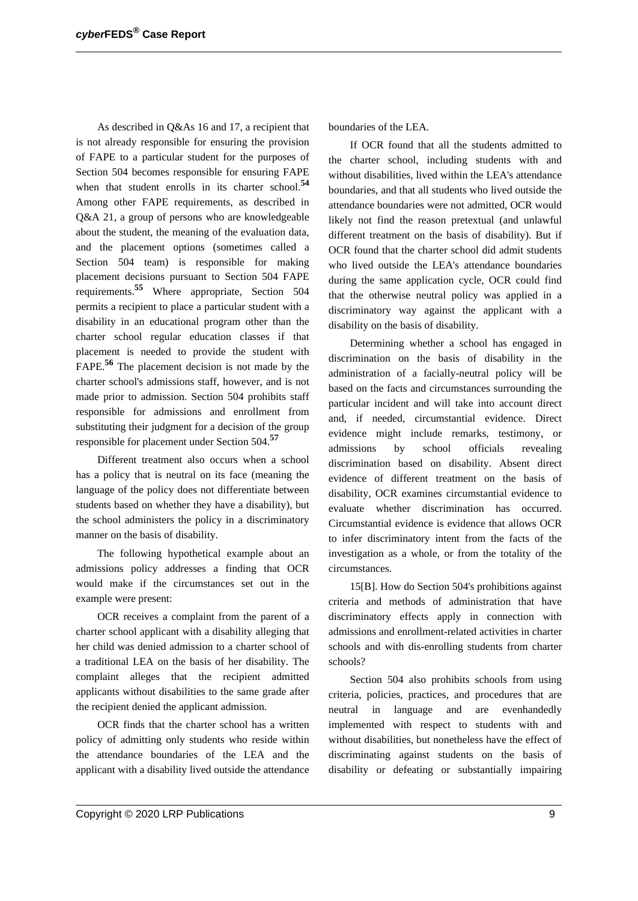As described in Q&As 16 and 17, a recipient that is not already responsible for ensuring the provision of FAPE to a particular student for the purposes of Section 504 becomes responsible for ensuring FAPE when that student enrolls in its charter school.[54] Among other FAPE requirements, as described in Q&A 21, a group of persons who are knowledgeable about the student, the meaning of the evaluation data, and the placement options (sometimes called a Section 504 team) is responsible for making placement decisions pursuant to Section 504 FAPE requirements.[55] Where appropriate, Section 504 permits a recipient to place a particular student with a disability in an educational program other than the charter school regular education classes if that placement is needed to provide the student with FAPE.[56] The placement decision is not made by the charter school's admissions staff, however, and is not made prior to admission. Section 504 prohibits staff responsible for admissions and enrollment from substituting their judgment for a decision of the group responsible for placement under Section 504.[57]

Different treatment also occurs when a school has a policy that is neutral on its face (meaning the language of the policy does not differentiate between students based on whether they have a disability), but the school administers the policy in a discriminatory manner on the basis of disability.

The following hypothetical example about an admissions policy addresses a finding that OCR would make if the circumstances set out in the example were present:

OCR receives a complaint from the parent of a charter school applicant with a disability alleging that her child was denied admission to a charter school of a traditional LEA on the basis of her disability. The complaint alleges that the recipient admitted applicants without disabilities to the same grade after the recipient denied the applicant admission.

OCR finds that the charter school has a written policy of admitting only students who reside within the attendance boundaries of the LEA and the applicant with a disability lived outside the attendance boundaries of the LEA.

If OCR found that all the students admitted to the charter school, including students with and without disabilities, lived within the LEA's attendance boundaries, and that all students who lived outside the attendance boundaries were not admitted, OCR would likely not find the reason pretextual (and unlawful different treatment on the basis of disability). But if OCR found that the charter school did admit students who lived outside the LEA's attendance boundaries during the same application cycle, OCR could find that the otherwise neutral policy was applied in a discriminatory way against the applicant with a disability on the basis of disability.

Determining whether a school has engaged in discrimination on the basis of disability in the administration of a facially-neutral policy will be based on the facts and circumstances surrounding the particular incident and will take into account direct and, if needed, circumstantial evidence. Direct evidence might include remarks, testimony, or admissions by school officials revealing discrimination based on disability. Absent direct evidence of different treatment on the basis of disability, OCR examines circumstantial evidence to evaluate whether discrimination has occurred. Circumstantial evidence is evidence that allows OCR to infer discriminatory intent from the facts of the investigation as a whole, or from the totality of the circumstances.

15[B]. How do Section 504's prohibitions against criteria and methods of administration that have discriminatory effects apply in connection with admissions and enrollment-related activities in charter schools and with dis-enrolling students from charter schools?

Section 504 also prohibits schools from using criteria, policies, practices, and procedures that are neutral in language and are evenhandedly implemented with respect to students with and without disabilities, but nonetheless have the effect of discriminating against students on the basis of disability or defeating or substantially impairing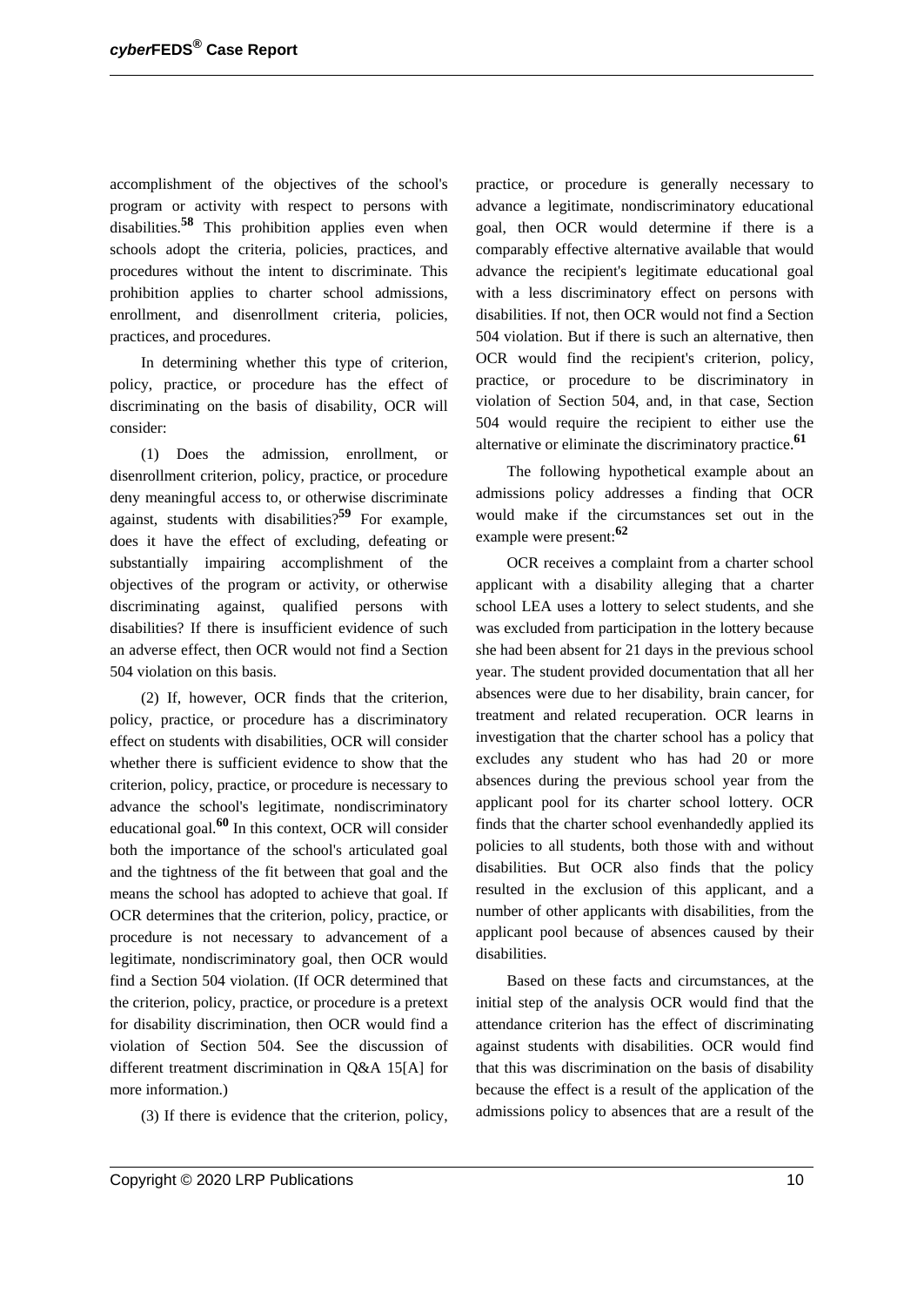accomplishment of the objectives of the school's program or activity with respect to persons with disabilities.[58] This prohibition applies even when schools adopt the criteria, policies, practices, and procedures without the intent to discriminate. This prohibition applies to charter school admissions, enrollment, and disenrollment criteria, policies, practices, and procedures.

In determining whether this type of criterion, policy, practice, or procedure has the effect of discriminating on the basis of disability, OCR will consider:

(1) Does the admission, enrollment, or disenrollment criterion, policy, practice, or procedure deny meaningful access to, or otherwise discriminate against, students with disabilities?[59] For example, does it have the effect of excluding, defeating or substantially impairing accomplishment of the objectives of the program or activity, or otherwise discriminating against, qualified persons with disabilities? If there is insufficient evidence of such an adverse effect, then OCR would not find a Section 504 violation on this basis.

(2) If, however, OCR finds that the criterion, policy, practice, or procedure has a discriminatory effect on students with disabilities, OCR will consider whether there is sufficient evidence to show that the criterion, policy, practice, or procedure is necessary to advance the school's legitimate, nondiscriminatory educational goal.[60] In this context, OCR will consider both the importance of the school's articulated goal and the tightness of the fit between that goal and the means the school has adopted to achieve that goal. If OCR determines that the criterion, policy, practice, or procedure is not necessary to advancement of a legitimate, nondiscriminatory goal, then OCR would find a Section 504 violation. (If OCR determined that the criterion, policy, practice, or procedure is a pretext for disability discrimination, then OCR would find a violation of Section 504. See the discussion of different treatment discrimination in Q&A 15[A] for more information.)

(3) If there is evidence that the criterion, policy, practice, or procedure is generally necessary to advance a legitimate, nondiscriminatory educational goal, then OCR would determine if there is a comparably effective alternative available that would advance the recipient's legitimate educational goal with a less discriminatory effect on persons with disabilities. If not, then OCR would not find a Section 504 violation. But if there is such an alternative, then OCR would find the recipient's criterion, policy, practice, or procedure to be discriminatory in violation of Section 504, and, in that case, Section 504 would require the recipient to either use the alternative or eliminate the discriminatory practice.[61]

The following hypothetical example about an admissions policy addresses a finding that OCR would make if the circumstances set out in the example were present:[62]

OCR receives a complaint from a charter school applicant with a disability alleging that a charter school LEA uses a lottery to select students, and she was excluded from participation in the lottery because she had been absent for 21 days in the previous school year. The student provided documentation that all her absences were due to her disability, brain cancer, for treatment and related recuperation. OCR learns in investigation that the charter school has a policy that excludes any student who has had 20 or more absences during the previous school year from the applicant pool for its charter school lottery. OCR finds that the charter school evenhandedly applied its policies to all students, both those with and without disabilities. But OCR also finds that the policy resulted in the exclusion of this applicant, and a number of other applicants with disabilities, from the applicant pool because of absences caused by their disabilities.

Based on these facts and circumstances, at the initial step of the analysis OCR would find that the attendance criterion has the effect of discriminating against students with disabilities. OCR would find that this was discrimination on the basis of disability because the effect is a result of the application of the admissions policy to absences that are a result of the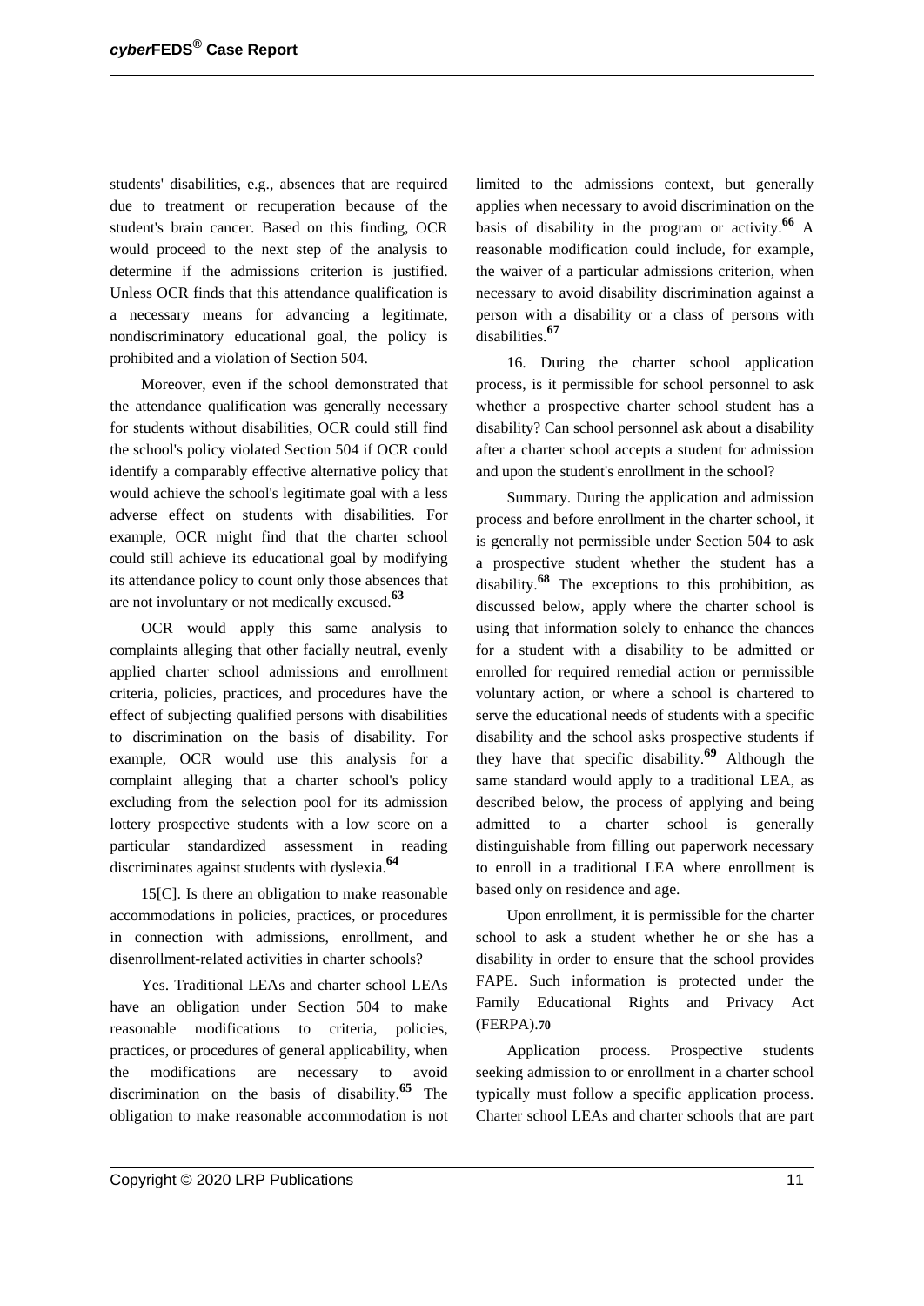students' disabilities, e.g., absences that are required due to treatment or recuperation because of the student's brain cancer. Based on this finding, OCR would proceed to the next step of the analysis to determine if the admissions criterion is justified. Unless OCR finds that this attendance qualification is a necessary means for advancing a legitimate, nondiscriminatory educational goal, the policy is prohibited and a violation of Section 504.

Moreover, even if the school demonstrated that the attendance qualification was generally necessary for students without disabilities, OCR could still find the school's policy violated Section 504 if OCR could identify a comparably effective alternative policy that would achieve the school's legitimate goal with a less adverse effect on students with disabilities. For example, OCR might find that the charter school could still achieve its educational goal by modifying its attendance policy to count only those absences that are not involuntary or not medically excused.[63]

OCR would apply this same analysis to complaints alleging that other facially neutral, evenly applied charter school admissions and enrollment criteria, policies, practices, and procedures have the effect of subjecting qualified persons with disabilities to discrimination on the basis of disability. For example, OCR would use this analysis for a complaint alleging that a charter school's policy excluding from the selection pool for its admission lottery prospective students with a low score on a particular standardized assessment in reading discriminates against students with dyslexia.[64]

15[C]. Is there an obligation to make reasonable accommodations in policies, practices, or procedures in connection with admissions, enrollment, and disenrollment-related activities in charter schools?

Yes. Traditional LEAs and charter school LEAs have an obligation under Section 504 to make reasonable modifications to criteria, policies, practices, or procedures of general applicability, when the modifications are necessary to avoid discrimination on the basis of disability.[65] The obligation to make reasonable accommodation is not limited to the admissions context, but generally applies when necessary to avoid discrimination on the basis of disability in the program or activity.[66] A reasonable modification could include, for example, the waiver of a particular admissions criterion, when necessary to avoid disability discrimination against a person with a disability or a class of persons with disabilities.[67]

16. During the charter school application process, is it permissible for school personnel to ask whether a prospective charter school student has a disability? Can school personnel ask about a disability after a charter school accepts a student for admission and upon the student's enrollment in the school?

Summary. During the application and admission process and before enrollment in the charter school, it is generally not permissible under Section 504 to ask a prospective student whether the student has a disability.[68] The exceptions to this prohibition, as discussed below, apply where the charter school is using that information solely to enhance the chances for a student with a disability to be admitted or enrolled for required remedial action or permissible voluntary action, or where a school is chartered to serve the educational needs of students with a specific disability and the school asks prospective students if they have that specific disability.[69] Although the same standard would apply to a traditional LEA, as described below, the process of applying and being admitted to a charter school is generally distinguishable from filling out paperwork necessary to enroll in a traditional LEA where enrollment is based only on residence and age.

Upon enrollment, it is permissible for the charter school to ask a student whether he or she has a disability in order to ensure that the school provides FAPE. Such information is protected under the Family Educational Rights and Privacy Act (FERPA).[70]

Application process. Prospective students seeking admission to or enrollment in a charter school typically must follow a specific application process. Charter school LEAs and charter schools that are part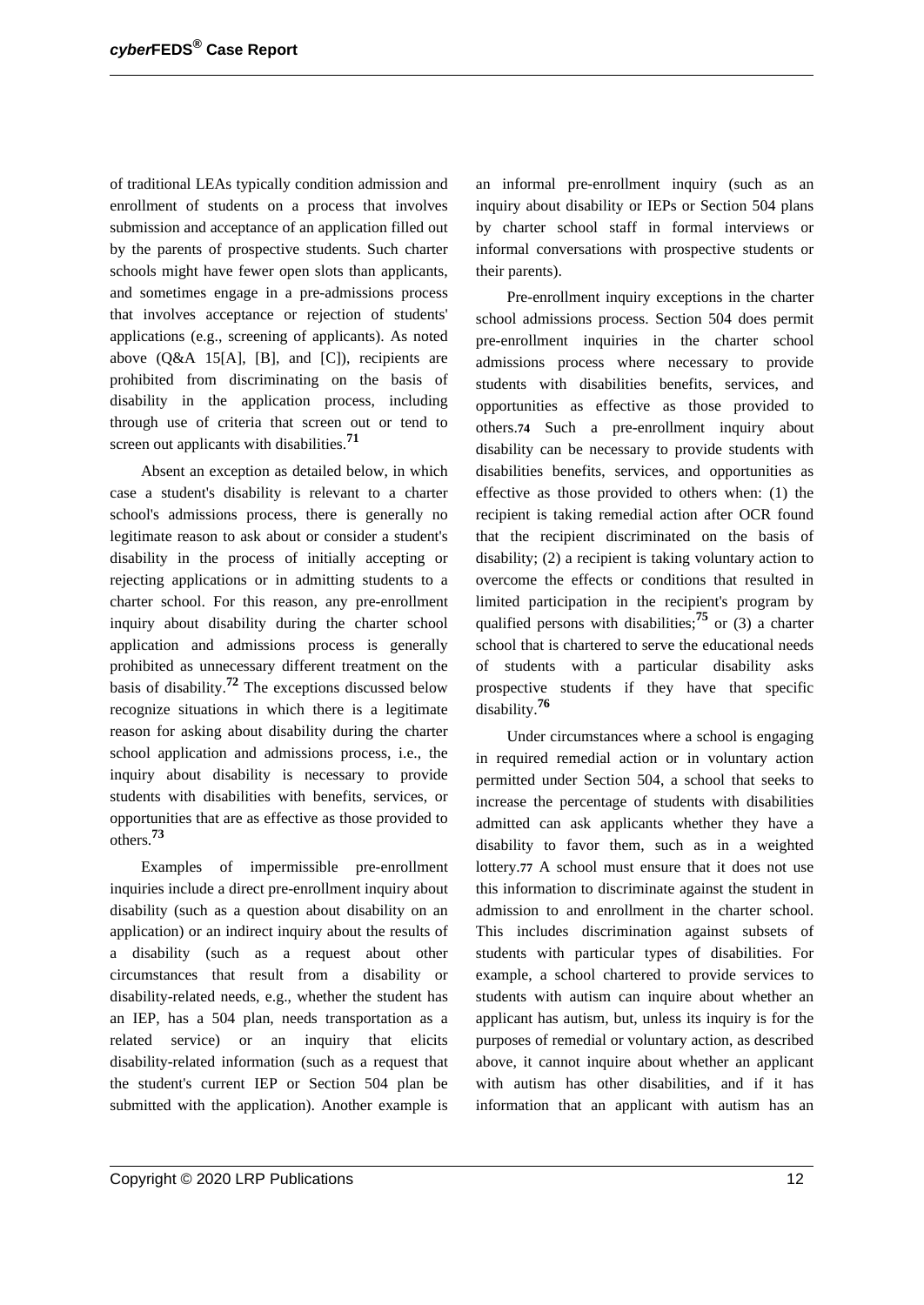of traditional LEAs typically condition admission and enrollment of students on a process that involves submission and acceptance of an application filled out by the parents of prospective students. Such charter schools might have fewer open slots than applicants, and sometimes engage in a pre-admissions process that involves acceptance or rejection of students' applications (e.g., screening of applicants). As noted above (Q&A 15[A], [B], and [C]), recipients are prohibited from discriminating on the basis of disability in the application process, including through use of criteria that screen out or tend to screen out applicants with disabilities.[71]

Absent an exception as detailed below, in which case a student's disability is relevant to a charter school's admissions process, there is generally no legitimate reason to ask about or consider a student's disability in the process of initially accepting or rejecting applications or in admitting students to a charter school. For this reason, any pre-enrollment inquiry about disability during the charter school application and admissions process is generally prohibited as unnecessary different treatment on the basis of disability.[72] The exceptions discussed below recognize situations in which there is a legitimate reason for asking about disability during the charter school application and admissions process, i.e., the inquiry about disability is necessary to provide students with disabilities with benefits, services, or opportunities that are as effective as those provided to others.[73]

Examples of impermissible pre-enrollment inquiries include a direct pre-enrollment inquiry about disability (such as a question about disability on an application) or an indirect inquiry about the results of a disability (such as a request about other circumstances that result from a disability or disability-related needs, e.g., whether the student has an IEP, has a 504 plan, needs transportation as a related service) or an inquiry that elicits disability-related information (such as a request that the student's current IEP or Section 504 plan be submitted with the application). Another example is an informal pre-enrollment inquiry (such as an inquiry about disability or IEPs or Section 504 plans by charter school staff in formal interviews or informal conversations with prospective students or their parents).

Pre-enrollment inquiry exceptions in the charter school admissions process. Section 504 does permit pre-enrollment inquiries in the charter school admissions process where necessary to provide students with disabilities benefits, services, and opportunities as effective as those provided to others.[74] Such a pre-enrollment inquiry about disability can be necessary to provide students with disabilities benefits, services, and opportunities as effective as those provided to others when: (1) the recipient is taking remedial action after OCR found that the recipient discriminated on the basis of disability; (2) a recipient is taking voluntary action to overcome the effects or conditions that resulted in limited participation in the recipient's program by qualified persons with disabilities;[75] or (3) a charter school that is chartered to serve the educational needs of students with a particular disability asks prospective students if they have that specific disability.[76]

Under circumstances where a school is engaging in required remedial action or in voluntary action permitted under Section 504, a school that seeks to increase the percentage of students with disabilities admitted can ask applicants whether they have a disability to favor them, such as in a weighted lottery.[77] A school must ensure that it does not use this information to discriminate against the student in admission to and enrollment in the charter school. This includes discrimination against subsets of students with particular types of disabilities. For example, a school chartered to provide services to students with autism can inquire about whether an applicant has autism, but, unless its inquiry is for the purposes of remedial or voluntary action, as described above, it cannot inquire about whether an applicant with autism has other disabilities, and if it has information that an applicant with autism has an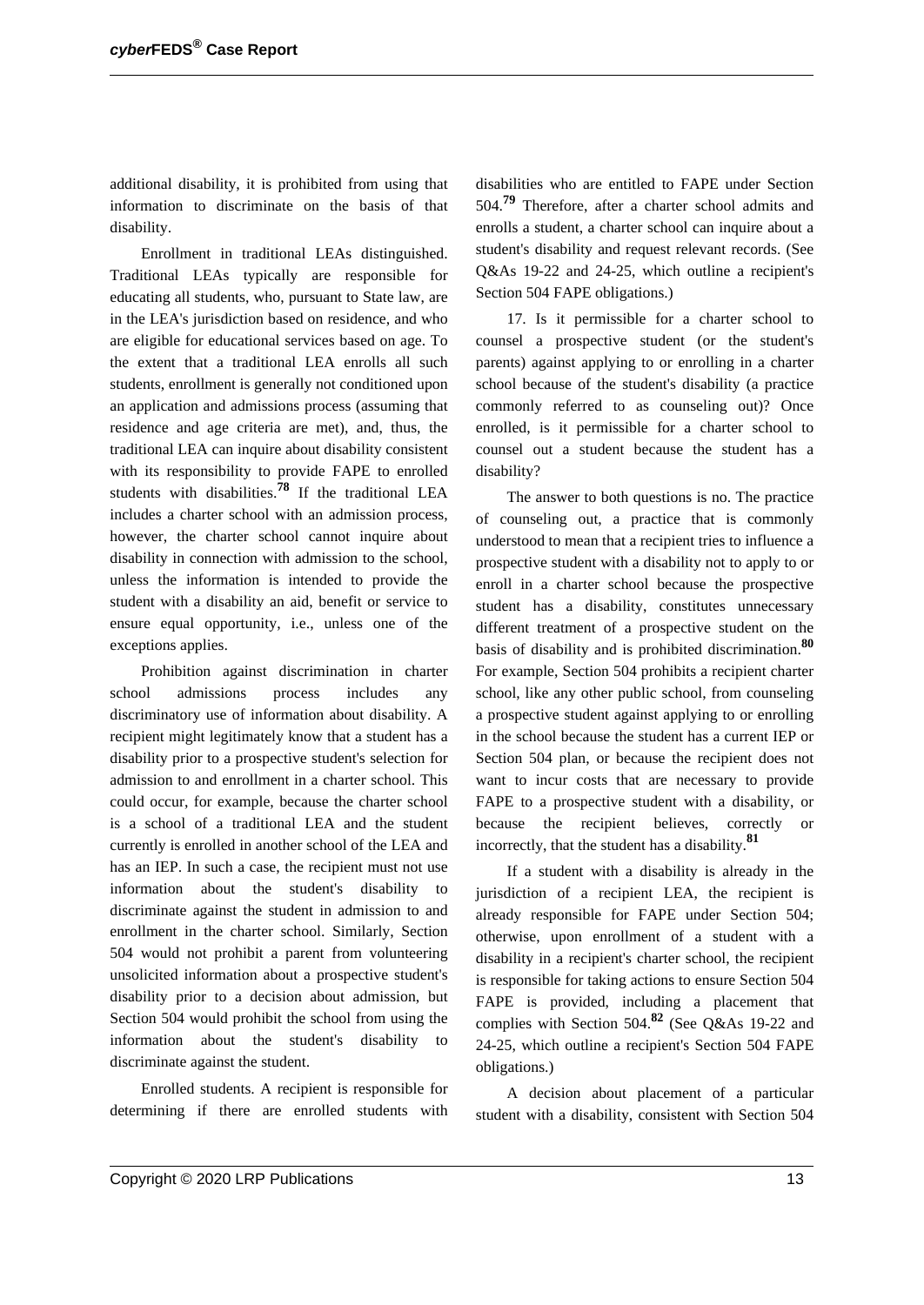additional disability, it is prohibited from using that information to discriminate on the basis of that disability.

Enrollment in traditional LEAs distinguished. Traditional LEAs typically are responsible for educating all students, who, pursuant to State law, are in the LEA's jurisdiction based on residence, and who are eligible for educational services based on age. To the extent that a traditional LEA enrolls all such students, enrollment is generally not conditioned upon an application and admissions process (assuming that residence and age criteria are met), and, thus, the traditional LEA can inquire about disability consistent with its responsibility to provide FAPE to enrolled students with disabilities.[78] If the traditional LEA includes a charter school with an admission process, however, the charter school cannot inquire about disability in connection with admission to the school, unless the information is intended to provide the student with a disability an aid, benefit or service to ensure equal opportunity, i.e., unless one of the exceptions applies.

Prohibition against discrimination in charter school admissions process includes any discriminatory use of information about disability. A recipient might legitimately know that a student has a disability prior to a prospective student's selection for admission to and enrollment in a charter school. This could occur, for example, because the charter school is a school of a traditional LEA and the student currently is enrolled in another school of the LEA and has an IEP. In such a case, the recipient must not use information about the student's disability to discriminate against the student in admission to and enrollment in the charter school. Similarly, Section 504 would not prohibit a parent from volunteering unsolicited information about a prospective student's disability prior to a decision about admission, but Section 504 would prohibit the school from using the information about the student's disability to discriminate against the student.

Enrolled students. A recipient is responsible for determining if there are enrolled students with disabilities who are entitled to FAPE under Section 504.[79] Therefore, after a charter school admits and enrolls a student, a charter school can inquire about a student's disability and request relevant records. (See Q&As 19-22 and 24-25, which outline a recipient's Section 504 FAPE obligations.)

17. Is it permissible for a charter school to counsel a prospective student (or the student's parents) against applying to or enrolling in a charter school because of the student's disability (a practice commonly referred to as counseling out)? Once enrolled, is it permissible for a charter school to counsel out a student because the student has a disability?

The answer to both questions is no. The practice of counseling out, a practice that is commonly understood to mean that a recipient tries to influence a prospective student with a disability not to apply to or enroll in a charter school because the prospective student has a disability, constitutes unnecessary different treatment of a prospective student on the basis of disability and is prohibited discrimination.[80] For example, Section 504 prohibits a recipient charter school, like any other public school, from counseling a prospective student against applying to or enrolling in the school because the student has a current IEP or Section 504 plan, or because the recipient does not want to incur costs that are necessary to provide FAPE to a prospective student with a disability, or because the recipient believes, correctly or incorrectly, that the student has a disability.[81]

If a student with a disability is already in the jurisdiction of a recipient LEA, the recipient is already responsible for FAPE under Section 504; otherwise, upon enrollment of a student with a disability in a recipient's charter school, the recipient is responsible for taking actions to ensure Section 504 FAPE is provided, including a placement that complies with Section 504.[82] (See Q&As 19-22 and 24-25, which outline a recipient's Section 504 FAPE obligations.)

A decision about placement of a particular student with a disability, consistent with Section 504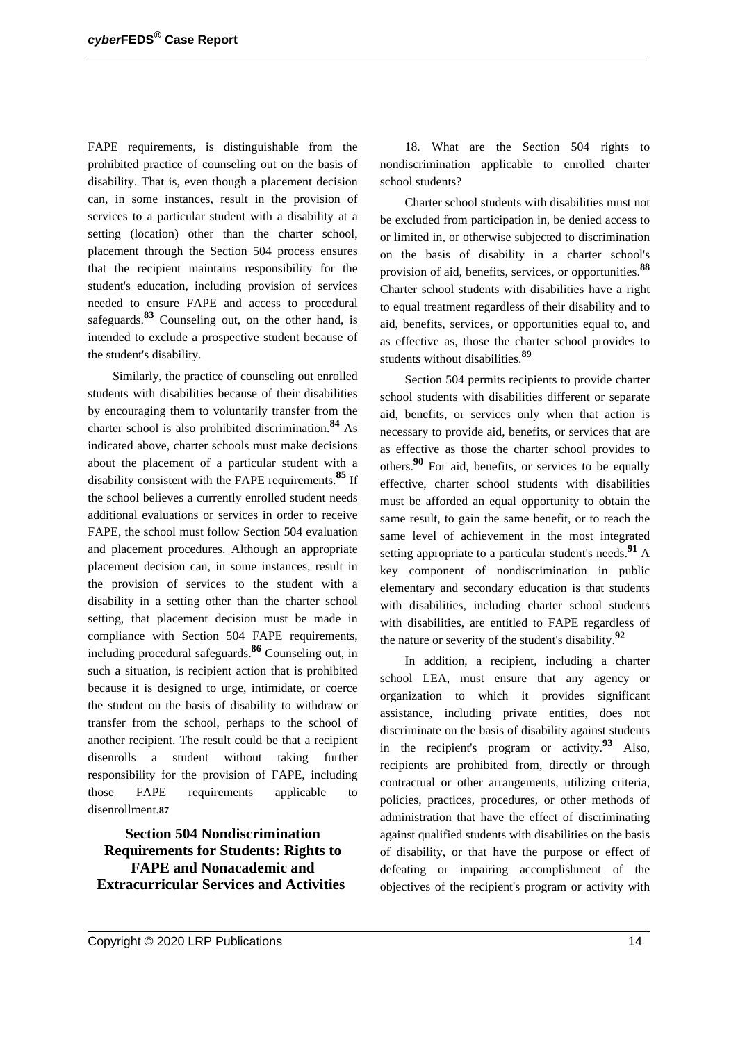FAPE requirements, is distinguishable from the prohibited practice of counseling out on the basis of disability. That is, even though a placement decision can, in some instances, result in the provision of services to a particular student with a disability at a setting (location) other than the charter school, placement through the Section 504 process ensures that the recipient maintains responsibility for the student's education, including provision of services needed to ensure FAPE and access to procedural safeguards.[83] Counseling out, on the other hand, is intended to exclude a prospective student because of the student's disability.

Similarly, the practice of counseling out enrolled students with disabilities because of their disabilities by encouraging them to voluntarily transfer from the charter school is also prohibited discrimination.[84] As indicated above, charter schools must make decisions about the placement of a particular student with a disability consistent with the FAPE requirements.[85] If the school believes a currently enrolled student needs additional evaluations or services in order to receive FAPE, the school must follow Section 504 evaluation and placement procedures. Although an appropriate placement decision can, in some instances, result in the provision of services to the student with a disability in a setting other than the charter school setting, that placement decision must be made in compliance with Section 504 FAPE requirements, including procedural safeguards.[86] Counseling out, in such a situation, is recipient action that is prohibited because it is designed to urge, intimidate, or coerce the student on the basis of disability to withdraw or transfer from the school, perhaps to the school of another recipient. The result could be that a recipient disenrolls a student without taking further responsibility for the provision of FAPE, including those FAPE requirements applicable to disenrollment.[87]

## Section 504 Nondiscrimination Requirements for Students: Rights to FAPE and Nonacademic and Extracurricular Services and Activities

18. What are the Section 504 rights to nondiscrimination applicable to enrolled charter school students?

Charter school students with disabilities must not be excluded from participation in, be denied access to or limited in, or otherwise subjected to discrimination on the basis of disability in a charter school's provision of aid, benefits, services, or opportunities.[88] Charter school students with disabilities have a right to equal treatment regardless of their disability and to aid, benefits, services, or opportunities equal to, and as effective as, those the charter school provides to students without disabilities.[89]

Section 504 permits recipients to provide charter school students with disabilities different or separate aid, benefits, or services only when that action is necessary to provide aid, benefits, or services that are as effective as those the charter school provides to others.[90] For aid, benefits, or services to be equally effective, charter school students with disabilities must be afforded an equal opportunity to obtain the same result, to gain the same benefit, or to reach the same level of achievement in the most integrated setting appropriate to a particular student's needs.[91] A key component of nondiscrimination in public elementary and secondary education is that students with disabilities, including charter school students with disabilities, are entitled to FAPE regardless of the nature or severity of the student's disability.[92]

In addition, a recipient, including a charter school LEA, must ensure that any agency or organization to which it provides significant assistance, including private entities, does not discriminate on the basis of disability against students in the recipient's program or activity.[93] Also, recipients are prohibited from, directly or through contractual or other arrangements, utilizing criteria, policies, practices, procedures, or other methods of administration that have the effect of discriminating against qualified students with disabilities on the basis of disability, or that have the purpose or effect of defeating or impairing accomplishment of the objectives of the recipient's program or activity with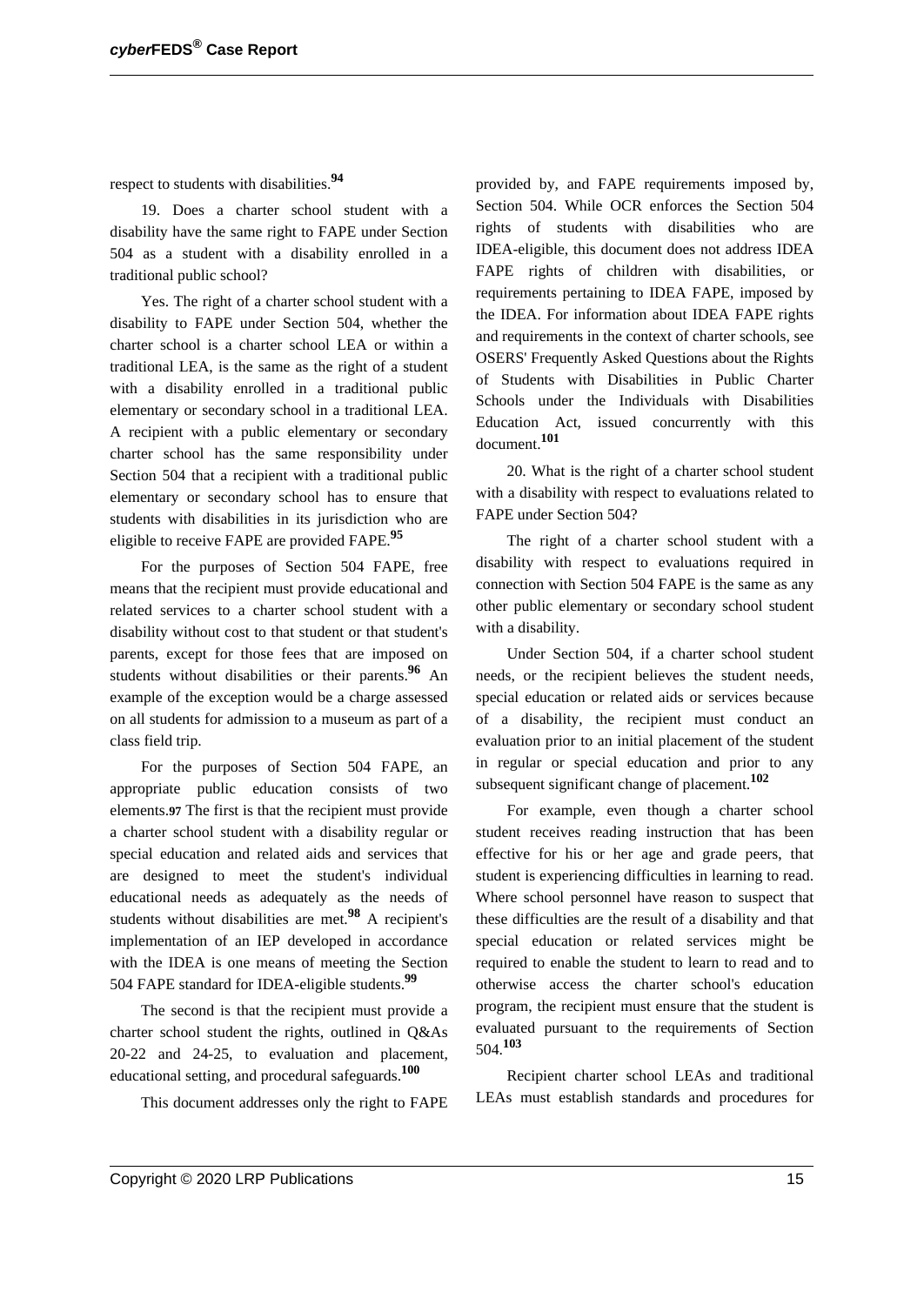respect to students with disabilities.[94]

19. Does a charter school student with a disability have the same right to FAPE under Section 504 as a student with a disability enrolled in a traditional public school?

Yes. The right of a charter school student with a disability to FAPE under Section 504, whether the charter school is a charter school LEA or within a traditional LEA, is the same as the right of a student with a disability enrolled in a traditional public elementary or secondary school in a traditional LEA. A recipient with a public elementary or secondary charter school has the same responsibility under Section 504 that a recipient with a traditional public elementary or secondary school has to ensure that students with disabilities in its jurisdiction who are eligible to receive FAPE are provided FAPE.[95]

For the purposes of Section 504 FAPE, free means that the recipient must provide educational and related services to a charter school student with a disability without cost to that student or that student's parents, except for those fees that are imposed on students without disabilities or their parents.[96] An example of the exception would be a charge assessed on all students for admission to a museum as part of a class field trip.

For the purposes of Section 504 FAPE, an appropriate public education consists of two elements.[97] The first is that the recipient must provide a charter school student with a disability regular or special education and related aids and services that are designed to meet the student's individual educational needs as adequately as the needs of students without disabilities are met.[98] A recipient's implementation of an IEP developed in accordance with the IDEA is one means of meeting the Section 504 FAPE standard for IDEA-eligible students.[99]

The second is that the recipient must provide a charter school student the rights, outlined in Q&As 20-22 and 24-25, to evaluation and placement, educational setting, and procedural safeguards.[100]

This document addresses only the right to FAPE provided by, and FAPE requirements imposed by, Section 504. While OCR enforces the Section 504 rights of students with disabilities who are IDEA-eligible, this document does not address IDEA FAPE rights of children with disabilities, or requirements pertaining to IDEA FAPE, imposed by the IDEA. For information about IDEA FAPE rights and requirements in the context of charter schools, see OSERS' Frequently Asked Questions about the Rights of Students with Disabilities in Public Charter Schools under the Individuals with Disabilities Education Act, issued concurrently with this document.[101]

20. What is the right of a charter school student with a disability with respect to evaluations related to FAPE under Section 504?

The right of a charter school student with a disability with respect to evaluations required in connection with Section 504 FAPE is the same as any other public elementary or secondary school student with a disability.

Under Section 504, if a charter school student needs, or the recipient believes the student needs, special education or related aids or services because of a disability, the recipient must conduct an evaluation prior to an initial placement of the student in regular or special education and prior to any subsequent significant change of placement.[102]

For example, even though a charter school student receives reading instruction that has been effective for his or her age and grade peers, that student is experiencing difficulties in learning to read. Where school personnel have reason to suspect that these difficulties are the result of a disability and that special education or related services might be required to enable the student to learn to read and to otherwise access the charter school's education program, the recipient must ensure that the student is evaluated pursuant to the requirements of Section 504.[103]

Recipient charter school LEAs and traditional LEAs must establish standards and procedures for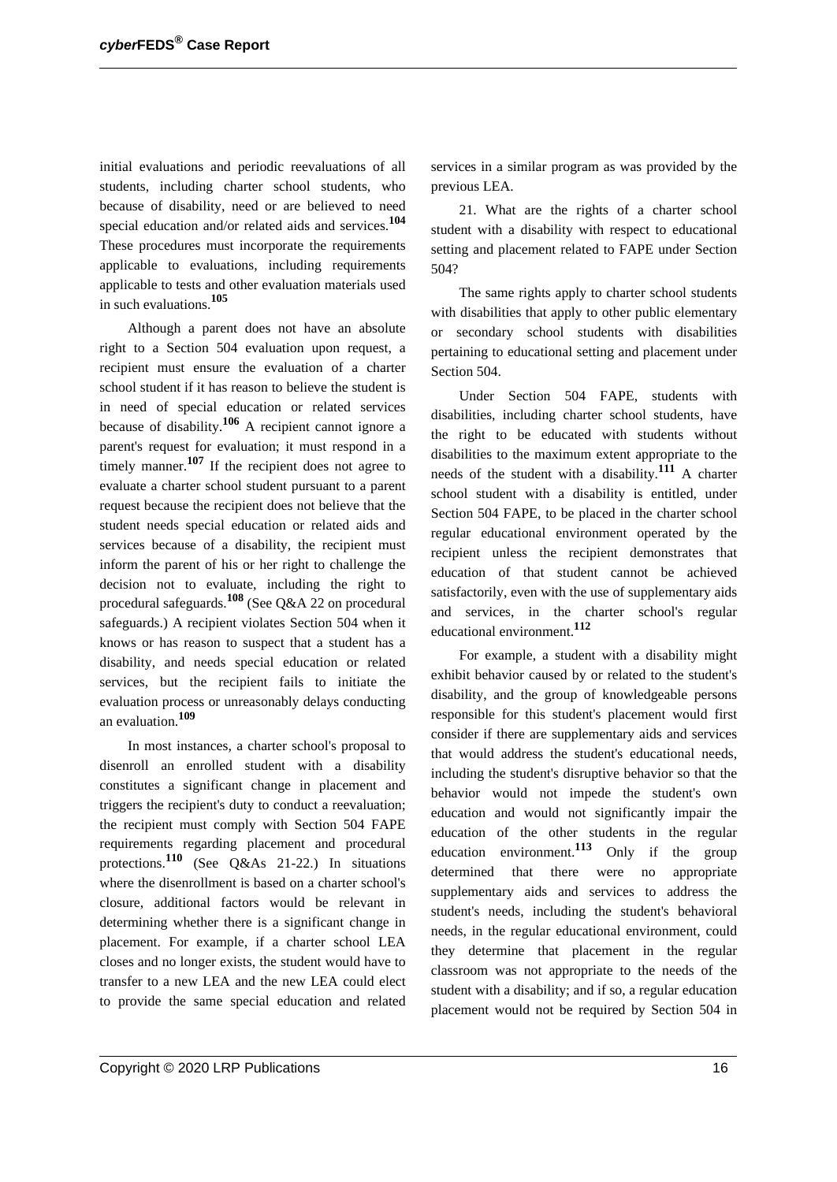initial evaluations and periodic reevaluations of all students, including charter school students, who because of disability, need or are believed to need special education and/or related aids and services.[104] These procedures must incorporate the requirements applicable to evaluations, including requirements applicable to tests and other evaluation materials used in such evaluations.[105]

Although a parent does not have an absolute right to a Section 504 evaluation upon request, a recipient must ensure the evaluation of a charter school student if it has reason to believe the student is in need of special education or related services because of disability.[106] A recipient cannot ignore a parent's request for evaluation; it must respond in a timely manner.[107] If the recipient does not agree to evaluate a charter school student pursuant to a parent request because the recipient does not believe that the student needs special education or related aids and services because of a disability, the recipient must inform the parent of his or her right to challenge the decision not to evaluate, including the right to procedural safeguards.[108] (See Q&A 22 on procedural safeguards.) A recipient violates Section 504 when it knows or has reason to suspect that a student has a disability, and needs special education or related services, but the recipient fails to initiate the evaluation process or unreasonably delays conducting an evaluation.[109]

In most instances, a charter school's proposal to disenroll an enrolled student with a disability constitutes a significant change in placement and triggers the recipient's duty to conduct a reevaluation; the recipient must comply with Section 504 FAPE requirements regarding placement and procedural protections.[110] (See Q&As 21-22.) In situations where the disenrollment is based on a charter school's closure, additional factors would be relevant in determining whether there is a significant change in placement. For example, if a charter school LEA closes and no longer exists, the student would have to transfer to a new LEA and the new LEA could elect to provide the same special education and related services in a similar program as was provided by the previous LEA.

21. What are the rights of a charter school student with a disability with respect to educational setting and placement related to FAPE under Section 504?

The same rights apply to charter school students with disabilities that apply to other public elementary or secondary school students with disabilities pertaining to educational setting and placement under Section 504.

Under Section 504 FAPE, students with disabilities, including charter school students, have the right to be educated with students without disabilities to the maximum extent appropriate to the needs of the student with a disability.[111] A charter school student with a disability is entitled, under Section 504 FAPE, to be placed in the charter school regular educational environment operated by the recipient unless the recipient demonstrates that education of that student cannot be achieved satisfactorily, even with the use of supplementary aids and services, in the charter school's regular educational environment.[112]

For example, a student with a disability might exhibit behavior caused by or related to the student's disability, and the group of knowledgeable persons responsible for this student's placement would first consider if there are supplementary aids and services that would address the student's educational needs, including the student's disruptive behavior so that the behavior would not impede the student's own education and would not significantly impair the education of the other students in the regular education environment.[113] Only if the group determined that there were no appropriate supplementary aids and services to address the student's needs, including the student's behavioral needs, in the regular educational environment, could they determine that placement in the regular classroom was not appropriate to the needs of the student with a disability; and if so, a regular education placement would not be required by Section 504 in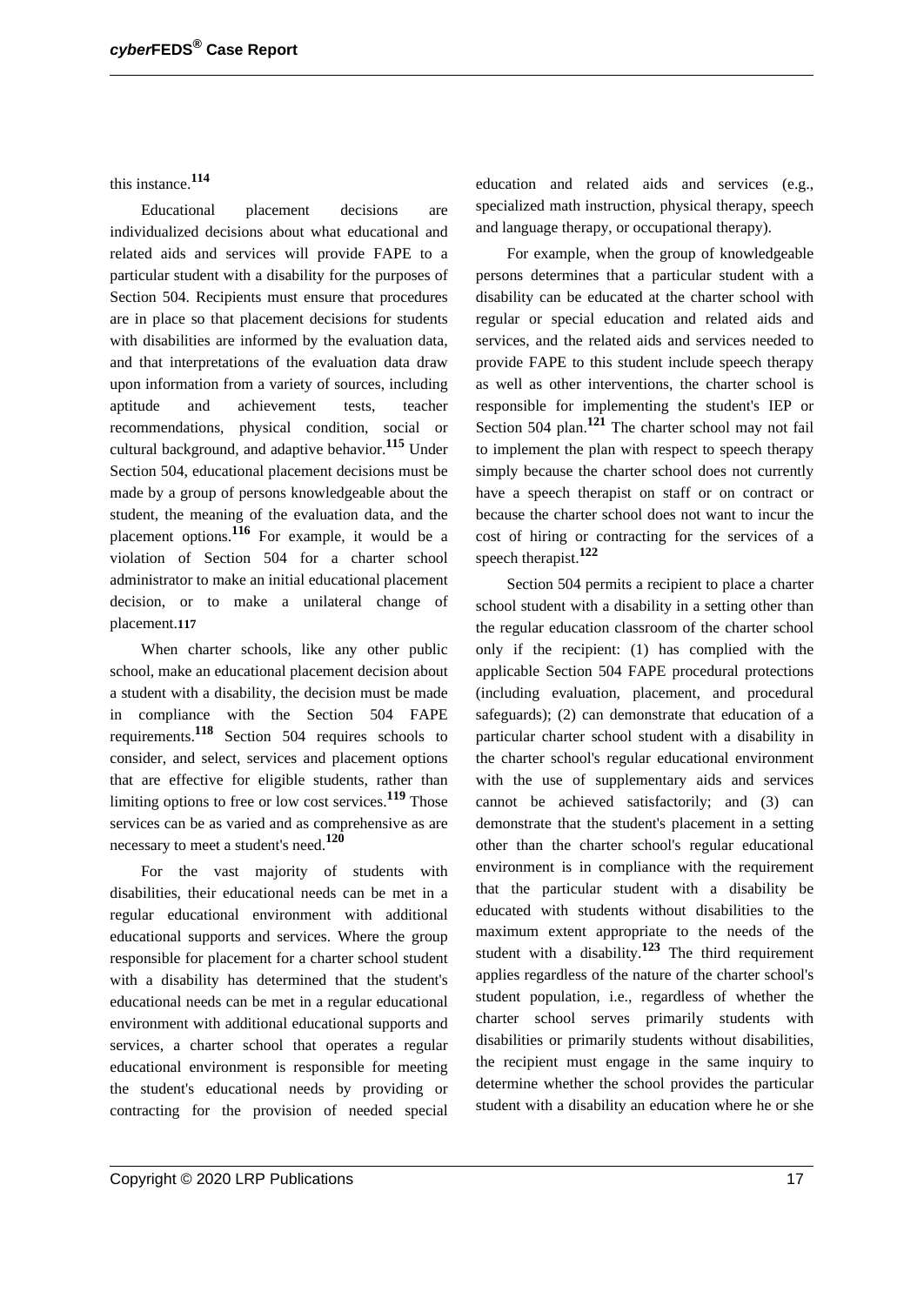this instance.[114]

Educational placement decisions are individualized decisions about what educational and related aids and services will provide FAPE to a particular student with a disability for the purposes of Section 504. Recipients must ensure that procedures are in place so that placement decisions for students with disabilities are informed by the evaluation data, and that interpretations of the evaluation data draw upon information from a variety of sources, including aptitude and achievement tests, teacher recommendations, physical condition, social or cultural background, and adaptive behavior.[115] Under Section 504, educational placement decisions must be made by a group of persons knowledgeable about the student, the meaning of the evaluation data, and the placement options.[116] For example, it would be a violation of Section 504 for a charter school administrator to make an initial educational placement decision, or to make a unilateral change of placement.[117]

When charter schools, like any other public school, make an educational placement decision about a student with a disability, the decision must be made in compliance with the Section 504 FAPE requirements.[118] Section 504 requires schools to consider, and select, services and placement options that are effective for eligible students, rather than limiting options to free or low cost services.[119] Those services can be as varied and as comprehensive as are necessary to meet a student's need.[120]

For the vast majority of students with disabilities, their educational needs can be met in a regular educational environment with additional educational supports and services. Where the group responsible for placement for a charter school student with a disability has determined that the student's educational needs can be met in a regular educational environment with additional educational supports and services, a charter school that operates a regular educational environment is responsible for meeting the student's educational needs by providing or contracting for the provision of needed special education and related aids and services (e.g., specialized math instruction, physical therapy, speech and language therapy, or occupational therapy).

For example, when the group of knowledgeable persons determines that a particular student with a disability can be educated at the charter school with regular or special education and related aids and services, and the related aids and services needed to provide FAPE to this student include speech therapy as well as other interventions, the charter school is responsible for implementing the student's IEP or Section 504 plan.[121] The charter school may not fail to implement the plan with respect to speech therapy simply because the charter school does not currently have a speech therapist on staff or on contract or because the charter school does not want to incur the cost of hiring or contracting for the services of a speech therapist.[122]

Section 504 permits a recipient to place a charter school student with a disability in a setting other than the regular education classroom of the charter school only if the recipient: (1) has complied with the applicable Section 504 FAPE procedural protections (including evaluation, placement, and procedural safeguards); (2) can demonstrate that education of a particular charter school student with a disability in the charter school's regular educational environment with the use of supplementary aids and services cannot be achieved satisfactorily; and (3) can demonstrate that the student's placement in a setting other than the charter school's regular educational environment is in compliance with the requirement that the particular student with a disability be educated with students without disabilities to the maximum extent appropriate to the needs of the student with a disability.[123] The third requirement applies regardless of the nature of the charter school's student population, i.e., regardless of whether the charter school serves primarily students with disabilities or primarily students without disabilities, the recipient must engage in the same inquiry to determine whether the school provides the particular student with a disability an education where he or she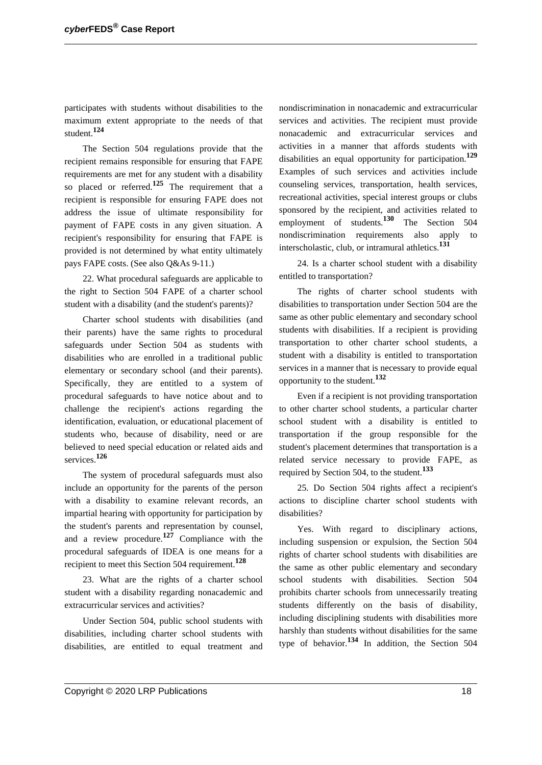participates with students without disabilities to the maximum extent appropriate to the needs of that student.[124]

The Section 504 regulations provide that the recipient remains responsible for ensuring that FAPE requirements are met for any student with a disability so placed or referred.[125] The requirement that a recipient is responsible for ensuring FAPE does not address the issue of ultimate responsibility for payment of FAPE costs in any given situation. A recipient's responsibility for ensuring that FAPE is provided is not determined by what entity ultimately pays FAPE costs. (See also Q&As 9-11.)

22. What procedural safeguards are applicable to the right to Section 504 FAPE of a charter school student with a disability (and the student's parents)?

Charter school students with disabilities (and their parents) have the same rights to procedural safeguards under Section 504 as students with disabilities who are enrolled in a traditional public elementary or secondary school (and their parents). Specifically, they are entitled to a system of procedural safeguards to have notice about and to challenge the recipient's actions regarding the identification, evaluation, or educational placement of students who, because of disability, need or are believed to need special education or related aids and services.[126]

The system of procedural safeguards must also include an opportunity for the parents of the person with a disability to examine relevant records, an impartial hearing with opportunity for participation by the student's parents and representation by counsel, and a review procedure.[127] Compliance with the procedural safeguards of IDEA is one means for a recipient to meet this Section 504 requirement.[128]

23. What are the rights of a charter school student with a disability regarding nonacademic and extracurricular services and activities?

Under Section 504, public school students with disabilities, including charter school students with disabilities, are entitled to equal treatment and nondiscrimination in nonacademic and extracurricular services and activities. The recipient must provide nonacademic and extracurricular services and activities in a manner that affords students with disabilities an equal opportunity for participation.[129] Examples of such services and activities include counseling services, transportation, health services, recreational activities, special interest groups or clubs sponsored by the recipient, and activities related to employment of students.[130] The Section 504 nondiscrimination requirements also apply to interscholastic, club, or intramural athletics.[131]

24. Is a charter school student with a disability entitled to transportation?

The rights of charter school students with disabilities to transportation under Section 504 are the same as other public elementary and secondary school students with disabilities. If a recipient is providing transportation to other charter school students, a student with a disability is entitled to transportation services in a manner that is necessary to provide equal opportunity to the student.[132]

Even if a recipient is not providing transportation to other charter school students, a particular charter school student with a disability is entitled to transportation if the group responsible for the student's placement determines that transportation is a related service necessary to provide FAPE, as required by Section 504, to the student.[133]

25. Do Section 504 rights affect a recipient's actions to discipline charter school students with disabilities?

Yes. With regard to disciplinary actions, including suspension or expulsion, the Section 504 rights of charter school students with disabilities are the same as other public elementary and secondary school students with disabilities. Section 504 prohibits charter schools from unnecessarily treating students differently on the basis of disability, including disciplining students with disabilities more harshly than students without disabilities for the same type of behavior.[134] In addition, the Section 504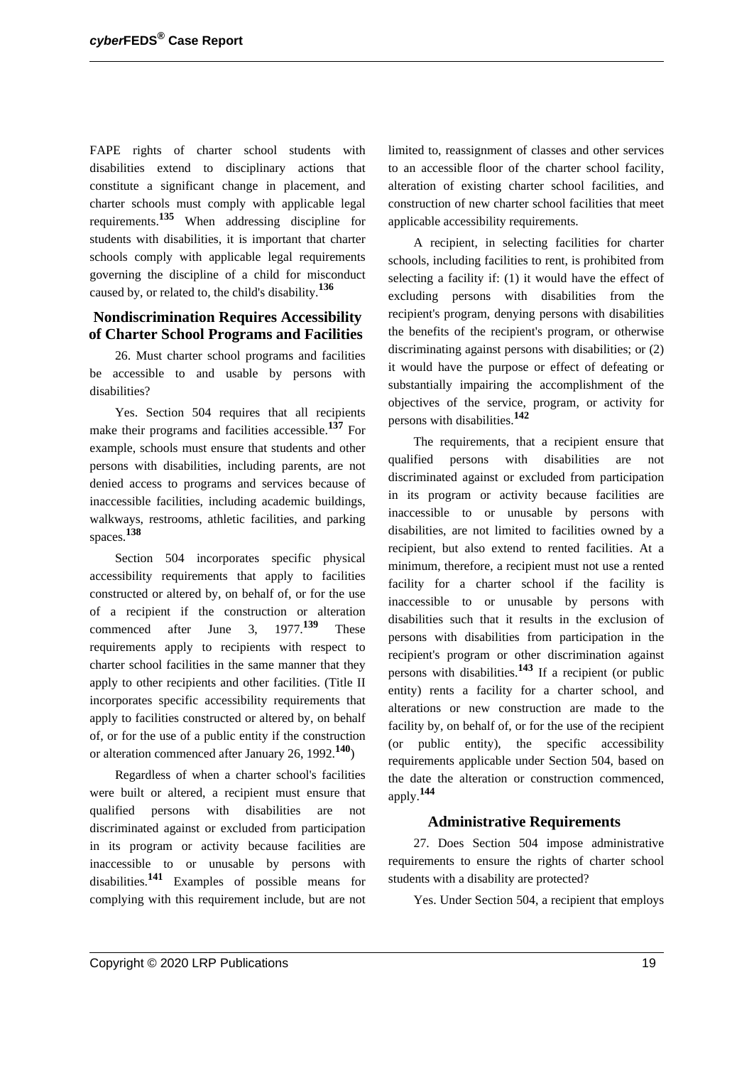FAPE rights of charter school students with disabilities extend to disciplinary actions that constitute a significant change in placement, and charter schools must comply with applicable legal requirements.[135] When addressing discipline for students with disabilities, it is important that charter schools comply with applicable legal requirements governing the discipline of a child for misconduct caused by, or related to, the child's disability.[136]

## Nondiscrimination Requires Accessibility of Charter School Programs and Facilities

26. Must charter school programs and facilities be accessible to and usable by persons with disabilities?

Yes. Section 504 requires that all recipients make their programs and facilities accessible.[137] For example, schools must ensure that students and other persons with disabilities, including parents, are not denied access to programs and services because of inaccessible facilities, including academic buildings, walkways, restrooms, athletic facilities, and parking spaces.[138]

Section 504 incorporates specific physical accessibility requirements that apply to facilities constructed or altered by, on behalf of, or for the use of a recipient if the construction or alteration commenced after June 3, 1977.[139] These requirements apply to recipients with respect to charter school facilities in the same manner that they apply to other recipients and other facilities. (Title II incorporates specific accessibility requirements that apply to facilities constructed or altered by, on behalf of, or for the use of a public entity if the construction or alteration commenced after January 26, 1992.[140])

Regardless of when a charter school's facilities were built or altered, a recipient must ensure that qualified persons with disabilities are not discriminated against or excluded from participation in its program or activity because facilities are inaccessible to or unusable by persons with disabilities.[141] Examples of possible means for complying with this requirement include, but are not limited to, reassignment of classes and other services to an accessible floor of the charter school facility, alteration of existing charter school facilities, and construction of new charter school facilities that meet applicable accessibility requirements.

A recipient, in selecting facilities for charter schools, including facilities to rent, is prohibited from selecting a facility if: (1) it would have the effect of excluding persons with disabilities from the recipient's program, denying persons with disabilities the benefits of the recipient's program, or otherwise discriminating against persons with disabilities; or (2) it would have the purpose or effect of defeating or substantially impairing the accomplishment of the objectives of the service, program, or activity for persons with disabilities.[142]

The requirements, that a recipient ensure that qualified persons with disabilities are not discriminated against or excluded from participation in its program or activity because facilities are inaccessible to or unusable by persons with disabilities, are not limited to facilities owned by a recipient, but also extend to rented facilities. At a minimum, therefore, a recipient must not use a rented facility for a charter school if the facility is inaccessible to or unusable by persons with disabilities such that it results in the exclusion of persons with disabilities from participation in the recipient's program or other discrimination against persons with disabilities.[143] If a recipient (or public entity) rents a facility for a charter school, and alterations or new construction are made to the facility by, on behalf of, or for the use of the recipient (or public entity), the specific accessibility requirements applicable under Section 504, based on the date the alteration or construction commenced, apply.[144]

## Administrative Requirements

27. Does Section 504 impose administrative requirements to ensure the rights of charter school students with a disability are protected?

Yes. Under Section 504, a recipient that employs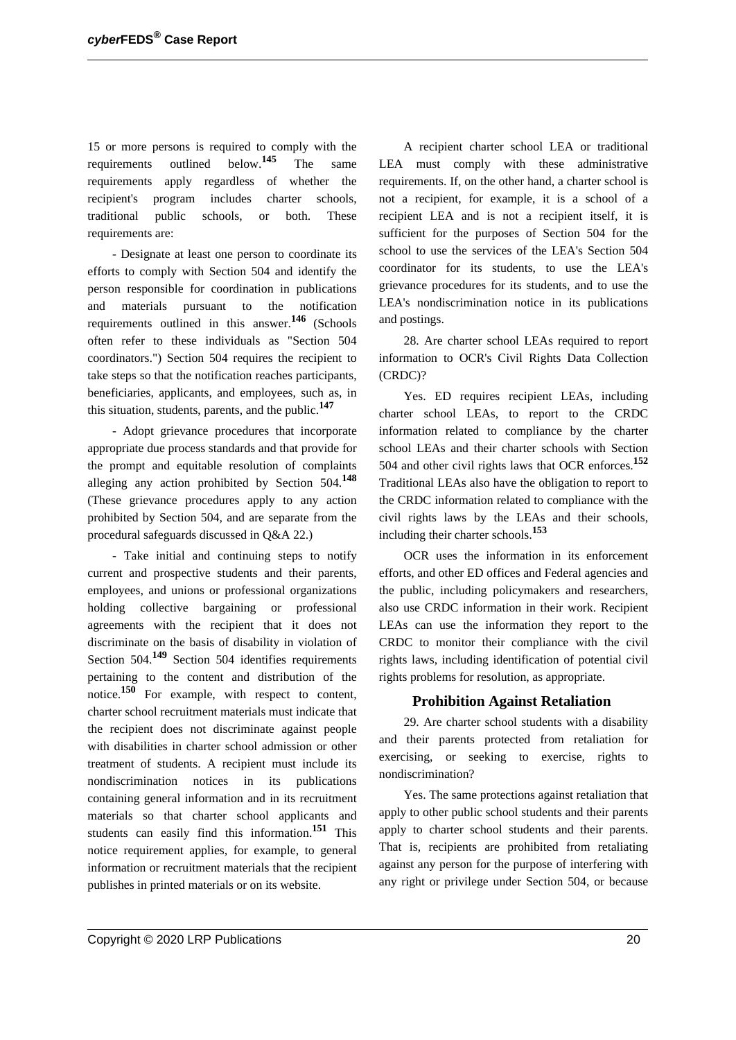15 or more persons is required to comply with the requirements outlined below.[145] The same requirements apply regardless of whether the recipient's program includes charter schools, traditional public schools, or both. These requirements are:

- Designate at least one person to coordinate its efforts to comply with Section 504 and identify the person responsible for coordination in publications and materials pursuant to the notification requirements outlined in this answer.[146] (Schools often refer to these individuals as "Section 504 coordinators.") Section 504 requires the recipient to take steps so that the notification reaches participants, beneficiaries, applicants, and employees, such as, in this situation, students, parents, and the public.[147]

- Adopt grievance procedures that incorporate appropriate due process standards and that provide for the prompt and equitable resolution of complaints alleging any action prohibited by Section 504.[148] (These grievance procedures apply to any action prohibited by Section 504, and are separate from the procedural safeguards discussed in Q&A 22.)

- Take initial and continuing steps to notify current and prospective students and their parents, employees, and unions or professional organizations holding collective bargaining or professional agreements with the recipient that it does not discriminate on the basis of disability in violation of Section 504.[149] Section 504 identifies requirements pertaining to the content and distribution of the notice.[150] For example, with respect to content, charter school recruitment materials must indicate that the recipient does not discriminate against people with disabilities in charter school admission or other treatment of students. A recipient must include its nondiscrimination notices in its publications containing general information and in its recruitment materials so that charter school applicants and students can easily find this information.[151] This notice requirement applies, for example, to general information or recruitment materials that the recipient publishes in printed materials or on its website.

A recipient charter school LEA or traditional LEA must comply with these administrative requirements. If, on the other hand, a charter school is not a recipient, for example, it is a school of a recipient LEA and is not a recipient itself, it is sufficient for the purposes of Section 504 for the school to use the services of the LEA's Section 504 coordinator for its students, to use the LEA's grievance procedures for its students, and to use the LEA's nondiscrimination notice in its publications and postings.

28. Are charter school LEAs required to report information to OCR's Civil Rights Data Collection (CRDC)?

Yes. ED requires recipient LEAs, including charter school LEAs, to report to the CRDC information related to compliance by the charter school LEAs and their charter schools with Section 504 and other civil rights laws that OCR enforces.[152] Traditional LEAs also have the obligation to report to the CRDC information related to compliance with the civil rights laws by the LEAs and their schools, including their charter schools.[153]

OCR uses the information in its enforcement efforts, and other ED offices and Federal agencies and the public, including policymakers and researchers, also use CRDC information in their work. Recipient LEAs can use the information they report to the CRDC to monitor their compliance with the civil rights laws, including identification of potential civil rights problems for resolution, as appropriate.

## Prohibition Against Retaliation

29. Are charter school students with a disability and their parents protected from retaliation for exercising, or seeking to exercise, rights to nondiscrimination?

Yes. The same protections against retaliation that apply to other public school students and their parents apply to charter school students and their parents. That is, recipients are prohibited from retaliating against any person for the purpose of interfering with any right or privilege under Section 504, or because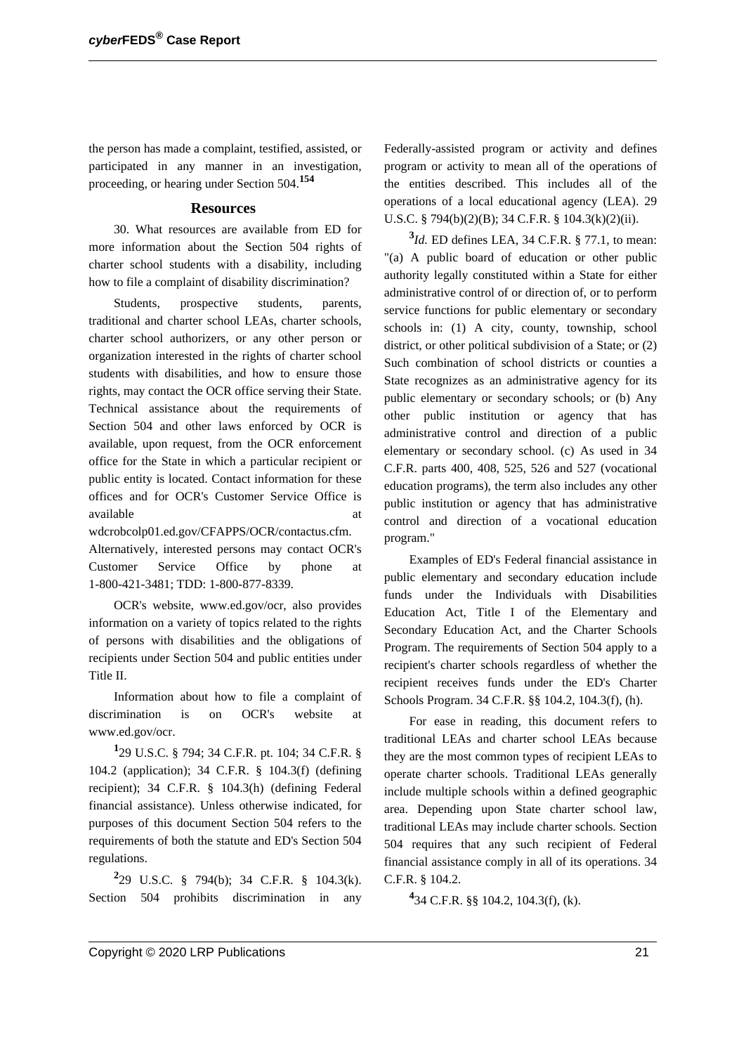the person has made a complaint, testified, assisted, or participated in any manner in an investigation, proceeding, or hearing under Section 504.[154]

## Resources

30. What resources are available from ED for more information about the Section 504 rights of charter school students with a disability, including how to file a complaint of disability discrimination?

Students, prospective students, parents, traditional and charter school LEAs, charter schools, charter school authorizers, or any other person or organization interested in the rights of charter school students with disabilities, and how to ensure those rights, may contact the OCR office serving their State. Technical assistance about the requirements of Section 504 and other laws enforced by OCR is available, upon request, from the OCR enforcement office for the State in which a particular recipient or public entity is located. Contact information for these offices and for OCR's Customer Service Office is available at wdcrobcolp01.ed.gov/CFAPPS/OCR/contactus.cfm. Alternatively, interested persons may contact OCR's Customer Service Office by phone at 1-800-421-3481; TDD: 1-800-877-8339.

OCR's website, www.ed.gov/ocr, also provides information on a variety of topics related to the rights of persons with disabilities and the obligations of recipients under Section 504 and public entities under Title II.

Information about how to file a complaint of discrimination is on OCR's website at www.ed.gov/ocr.

[1]29 U.S.C. § 794; 34 C.F.R. pt. 104; 34 C.F.R. § 104.2 (application); 34 C.F.R. § 104.3(f) (defining recipient); 34 C.F.R. § 104.3(h) (defining Federal financial assistance). Unless otherwise indicated, for purposes of this document Section 504 refers to the requirements of both the statute and ED's Section 504 regulations.

[2]29 U.S.C. § 794(b); 34 C.F.R. § 104.3(k). Section 504 prohibits discrimination in any Federally-assisted program or activity and defines program or activity to mean all of the operations of the entities described. This includes all of the operations of a local educational agency (LEA). 29 U.S.C. § 794(b)(2)(B); 34 C.F.R. § 104.3(k)(2)(ii).

[3]*Id.* ED defines LEA, 34 C.F.R. § 77.1, to mean: "(a) A public board of education or other public authority legally constituted within a State for either administrative control of or direction of, or to perform service functions for public elementary or secondary schools in: (1) A city, county, township, school district, or other political subdivision of a State; or (2) Such combination of school districts or counties a State recognizes as an administrative agency for its public elementary or secondary schools; or (b) Any other public institution or agency that has administrative control and direction of a public elementary or secondary school. (c) As used in 34 C.F.R. parts 400, 408, 525, 526 and 527 (vocational education programs), the term also includes any other public institution or agency that has administrative control and direction of a vocational education program."

Examples of ED's Federal financial assistance in public elementary and secondary education include funds under the Individuals with Disabilities Education Act, Title I of the Elementary and Secondary Education Act, and the Charter Schools Program. The requirements of Section 504 apply to a recipient's charter schools regardless of whether the recipient receives funds under the ED's Charter Schools Program. 34 C.F.R. §§ 104.2, 104.3(f), (h).

For ease in reading, this document refers to traditional LEAs and charter school LEAs because they are the most common types of recipient LEAs to operate charter schools. Traditional LEAs generally include multiple schools within a defined geographic area. Depending upon State charter school law, traditional LEAs may include charter schools. Section 504 requires that any such recipient of Federal financial assistance comply in all of its operations. 34 C.F.R. § 104.2.

[4]34 C.F.R. §§ 104.2, 104.3(f), (k).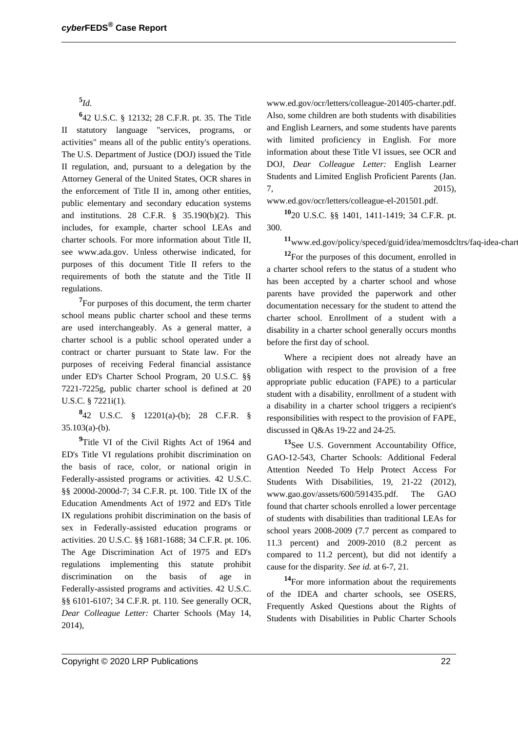[5]*Id.*

[6]42 U.S.C. § 12132; 28 C.F.R. pt. 35. The Title II statutory language "services, programs, or activities" means all of the public entity's operations. The U.S. Department of Justice (DOJ) issued the Title II regulation, and, pursuant to a delegation by the Attorney General of the United States, OCR shares in the enforcement of Title II in, among other entities, public elementary and secondary education systems and institutions. 28 C.F.R. § 35.190(b)(2). This includes, for example, charter school LEAs and charter schools. For more information about Title II, see www.ada.gov. Unless otherwise indicated, for purposes of this document Title II refers to the requirements of both the statute and the Title II regulations.

[7]For purposes of this document, the term charter school means public charter school and these terms are used interchangeably. As a general matter, a charter school is a public school operated under a contract or charter pursuant to State law. For the purposes of receiving Federal financial assistance under ED's Charter School Program, 20 U.S.C. §§ 7221-7225g, public charter school is defined at 20 U.S.C. § 7221i(1).

[8]42 U.S.C. § 12201(a)-(b); 28 C.F.R. § 35.103(a)-(b).

[9]Title VI of the Civil Rights Act of 1964 and ED's Title VI regulations prohibit discrimination on the basis of race, color, or national origin in Federally-assisted programs or activities. 42 U.S.C. §§ 2000d-2000d-7; 34 C.F.R. pt. 100. Title IX of the Education Amendments Act of 1972 and ED's Title IX regulations prohibit discrimination on the basis of sex in Federally-assisted education programs or activities. 20 U.S.C. §§ 1681-1688; 34 C.F.R. pt. 106. The Age Discrimination Act of 1975 and ED's regulations implementing this statute prohibit discrimination on the basis of age in Federally-assisted programs and activities. 42 U.S.C. §§ 6101-6107; 34 C.F.R. pt. 110. See generally OCR, *Dear Colleague Letter:* Charter Schools (May 14, 2014), www.ed.gov/ocr/letters/colleague-201405-charter.pdf. Also, some children are both students with disabilities and English Learners, and some students have parents with limited proficiency in English. For more information about these Title VI issues, see OCR and DOJ, *Dear Colleague Letter:* English Learner Students and Limited English Proficient Parents (Jan. 7, 2015), www.ed.gov/ocr/letters/colleague-el-201501.pdf.

[10]20 U.S.C. §§ 1401, 1411-1419; 34 C.F.R. pt. 300.

[11]www.ed.gov/policy/speced/guid/idea/memosdcltrs/faq-idea-chart

[12]For the purposes of this document, enrolled in a charter school refers to the status of a student who has been accepted by a charter school and whose parents have provided the paperwork and other documentation necessary for the student to attend the charter school. Enrollment of a student with a disability in a charter school generally occurs months before the first day of school.

Where a recipient does not already have an obligation with respect to the provision of a free appropriate public education (FAPE) to a particular student with a disability, enrollment of a student with a disability in a charter school triggers a recipient's responsibilities with respect to the provision of FAPE, discussed in Q&As 19-22 and 24-25.

[13]See U.S. Government Accountability Office, GAO-12-543, Charter Schools: Additional Federal Attention Needed To Help Protect Access For Students With Disabilities, 19, 21-22 (2012), www.gao.gov/assets/600/591435.pdf. The GAO found that charter schools enrolled a lower percentage of students with disabilities than traditional LEAs for school years 2008-2009 (7.7 percent as compared to 11.3 percent) and 2009-2010 (8.2 percent as compared to 11.2 percent), but did not identify a cause for the disparity. *See id.* at 6-7, 21.

[14]For more information about the requirements of the IDEA and charter schools, see OSERS, Frequently Asked Questions about the Rights of Students with Disabilities in Public Charter Schools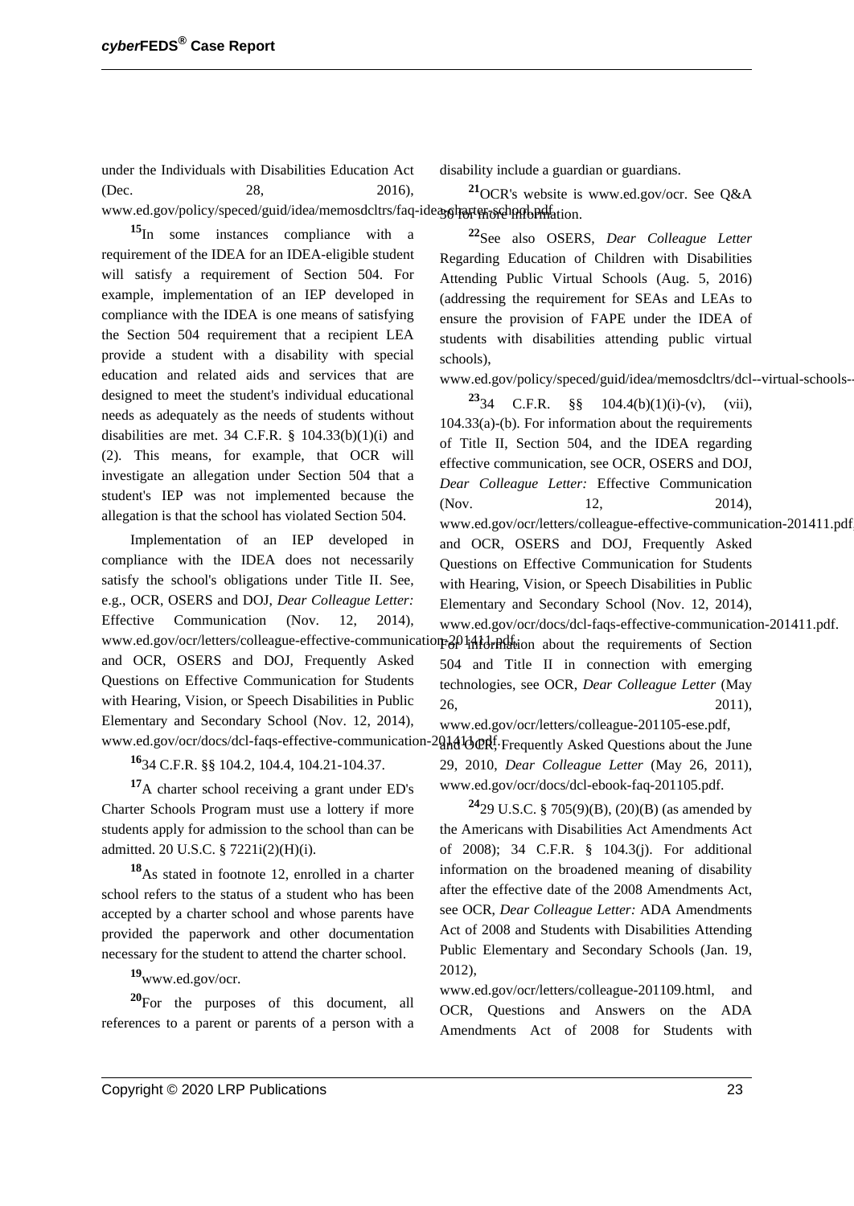under the Individuals with Disabilities Education Act (Dec. 28, 2016), www.ed.gov/policy/speced/guid/idea/memosdcltrs/faq-idea-charter-school.pdf.

[15]In some instances compliance with a requirement of the IDEA for an IDEA-eligible student will satisfy a requirement of Section 504. For example, implementation of an IEP developed in compliance with the IDEA is one means of satisfying the Section 504 requirement that a recipient LEA provide a student with a disability with special education and related aids and services that are designed to meet the student's individual educational needs as adequately as the needs of students without disabilities are met. 34 C.F.R. § 104.33(b)(1)(i) and (2). This means, for example, that OCR will investigate an allegation under Section 504 that a student's IEP was not implemented because the allegation is that the school has violated Section 504.

Implementation of an IEP developed in compliance with the IDEA does not necessarily satisfy the school's obligations under Title II. See, e.g., OCR, OSERS and DOJ, *Dear Colleague Letter:* Effective Communication (Nov. 12, 2014), www.ed.gov/ocr/letters/colleague-effective-communication-201411.pdf, and OCR, OSERS and DOJ, Frequently Asked Questions on Effective Communication for Students with Hearing, Vision, or Speech Disabilities in Public Elementary and Secondary School (Nov. 12, 2014), www.ed.gov/ocr/docs/dcl-faqs-effective-communication-201411.pdf.

[16]34 C.F.R. §§ 104.2, 104.4, 104.21-104.37.

[17]A charter school receiving a grant under ED's Charter Schools Program must use a lottery if more students apply for admission to the school than can be admitted. 20 U.S.C. § 7221i(2)(H)(i).

[18]As stated in footnote 12, enrolled in a charter school refers to the status of a student who has been accepted by a charter school and whose parents have provided the paperwork and other documentation necessary for the student to attend the charter school.

[19]www.ed.gov/ocr.

[20]For the purposes of this document, all references to a parent or parents of a person with a disability include a guardian or guardians.

[21]OCR's website is www.ed.gov/ocr. See Q&A 36 for more information.

[22]See also OSERS, *Dear Colleague Letter* Regarding Education of Children with Disabilities Attending Public Virtual Schools (Aug. 5, 2016) (addressing the requirement for SEAs and LEAs to ensure the provision of FAPE under the IDEA of students with disabilities attending public virtual schools), www.ed.gov/policy/speced/guid/idea/memosdcltrs/dcl--virtual-schools--

[23]34 C.F.R. §§ 104.4(b)(1)(i)-(v), (vii), 104.33(a)-(b). For information about the requirements of Title II, Section 504, and the IDEA regarding effective communication, see OCR, OSERS and DOJ, *Dear Colleague Letter:* Effective Communication (Nov. 12, 2014), www.ed.gov/ocr/letters/colleague-effective-communication-201411.pdf, and OCR, OSERS and DOJ, Frequently Asked Questions on Effective Communication for Students with Hearing, Vision, or Speech Disabilities in Public Elementary and Secondary School (Nov. 12, 2014), www.ed.gov/ocr/docs/dcl-faqs-effective-communication-201411.pdf. For information about the requirements of Section 504 and Title II in connection with emerging technologies, see OCR, *Dear Colleague Letter* (May 26, 2011), www.ed.gov/ocr/letters/colleague-201105-ese.pdf, and OCR, Frequently Asked Questions about the June 29, 2010, *Dear Colleague Letter* (May 26, 2011), www.ed.gov/ocr/docs/dcl-ebook-faq-201105.pdf.

[24]29 U.S.C. § 705(9)(B), (20)(B) (as amended by the Americans with Disabilities Act Amendments Act of 2008); 34 C.F.R. § 104.3(j). For additional information on the broadened meaning of disability after the effective date of the 2008 Amendments Act, see OCR, *Dear Colleague Letter:* ADA Amendments Act of 2008 and Students with Disabilities Attending Public Elementary and Secondary Schools (Jan. 19, 2012), www.ed.gov/ocr/letters/colleague-201109.html, and OCR, Questions and Answers on the ADA Amendments Act of 2008 for Students with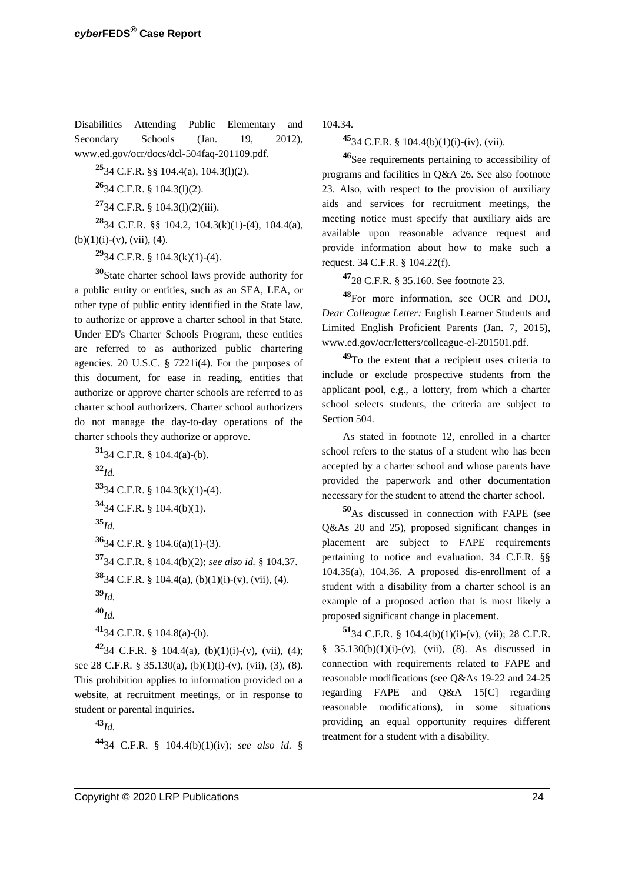Disabilities Attending Public Elementary and Secondary Schools (Jan. 19, 2012), www.ed.gov/ocr/docs/dcl-504faq-201109.pdf.

**25**34 C.F.R. §§ 104.4(a), 104.3(l)(2).

**26**34 C.F.R. § 104.3(l)(2).

**27**34 C.F.R. § 104.3(l)(2)(iii).

**28**34 C.F.R. §§ 104.2, 104.3(k)(1)-(4), 104.4(a), (b)(1)(i)-(v), (vii), (4).

**29**34 C.F.R. § 104.3(k)(1)-(4).

**30**State charter school laws provide authority for a public entity or entities, such as an SEA, LEA, or other type of public entity identified in the State law, to authorize or approve a charter school in that State. Under ED's Charter Schools Program, these entities are referred to as authorized public chartering agencies. 20 U.S.C. § 7221i(4). For the purposes of this document, for ease in reading, entities that authorize or approve charter schools are referred to as charter school authorizers. Charter school authorizers do not manage the day-to-day operations of the charter schools they authorize or approve.

**31**34 C.F.R. § 104.4(a)-(b).

**32***Id.*

**33**34 C.F.R. § 104.3(k)(1)-(4).

**34**34 C.F.R. § 104.4(b)(1).

**35***Id.*

**36**34 C.F.R. § 104.6(a)(1)-(3).

**37**34 C.F.R. § 104.4(b)(2); *see also id.* § 104.37.

**38**34 C.F.R. § 104.4(a), (b)(1)(i)-(v), (vii), (4).

**39***Id.*

**40***Id.*

**41**34 C.F.R. § 104.8(a)-(b).

**42**34 C.F.R. § 104.4(a), (b)(1)(i)-(v), (vii), (4); see 28 C.F.R. § 35.130(a), (b)(1)(i)-(v), (vii), (3), (8). This prohibition applies to information provided on a website, at recruitment meetings, or in response to student or parental inquiries.

**43***Id.*

**44**34 C.F.R. § 104.4(b)(1)(iv); *see also id.* § 104.34.

**45**34 C.F.R. § 104.4(b)(1)(i)-(iv), (vii).

**46**See requirements pertaining to accessibility of programs and facilities in Q&A 26. See also footnote 23. Also, with respect to the provision of auxiliary aids and services for recruitment meetings, the meeting notice must specify that auxiliary aids are available upon reasonable advance request and provide information about how to make such a request. 34 C.F.R. § 104.22(f).

**47**28 C.F.R. § 35.160. See footnote 23.

**48**For more information, see OCR and DOJ, *Dear Colleague Letter:* English Learner Students and Limited English Proficient Parents (Jan. 7, 2015), www.ed.gov/ocr/letters/colleague-el-201501.pdf.

**49**To the extent that a recipient uses criteria to include or exclude prospective students from the applicant pool, e.g., a lottery, from which a charter school selects students, the criteria are subject to Section 504.

As stated in footnote 12, enrolled in a charter school refers to the status of a student who has been accepted by a charter school and whose parents have provided the paperwork and other documentation necessary for the student to attend the charter school.

**50**As discussed in connection with FAPE (see Q&As 20 and 25), proposed significant changes in placement are subject to FAPE requirements pertaining to notice and evaluation. 34 C.F.R. §§ 104.35(a), 104.36. A proposed dis-enrollment of a student with a disability from a charter school is an example of a proposed action that is most likely a proposed significant change in placement.

**51**34 C.F.R. § 104.4(b)(1)(i)-(v), (vii); 28 C.F.R. § 35.130(b)(1)(i)-(v), (vii), (8). As discussed in connection with requirements related to FAPE and reasonable modifications (see Q&As 19-22 and 24-25 regarding FAPE and Q&A 15[C] regarding reasonable modifications), in some situations providing an equal opportunity requires different treatment for a student with a disability.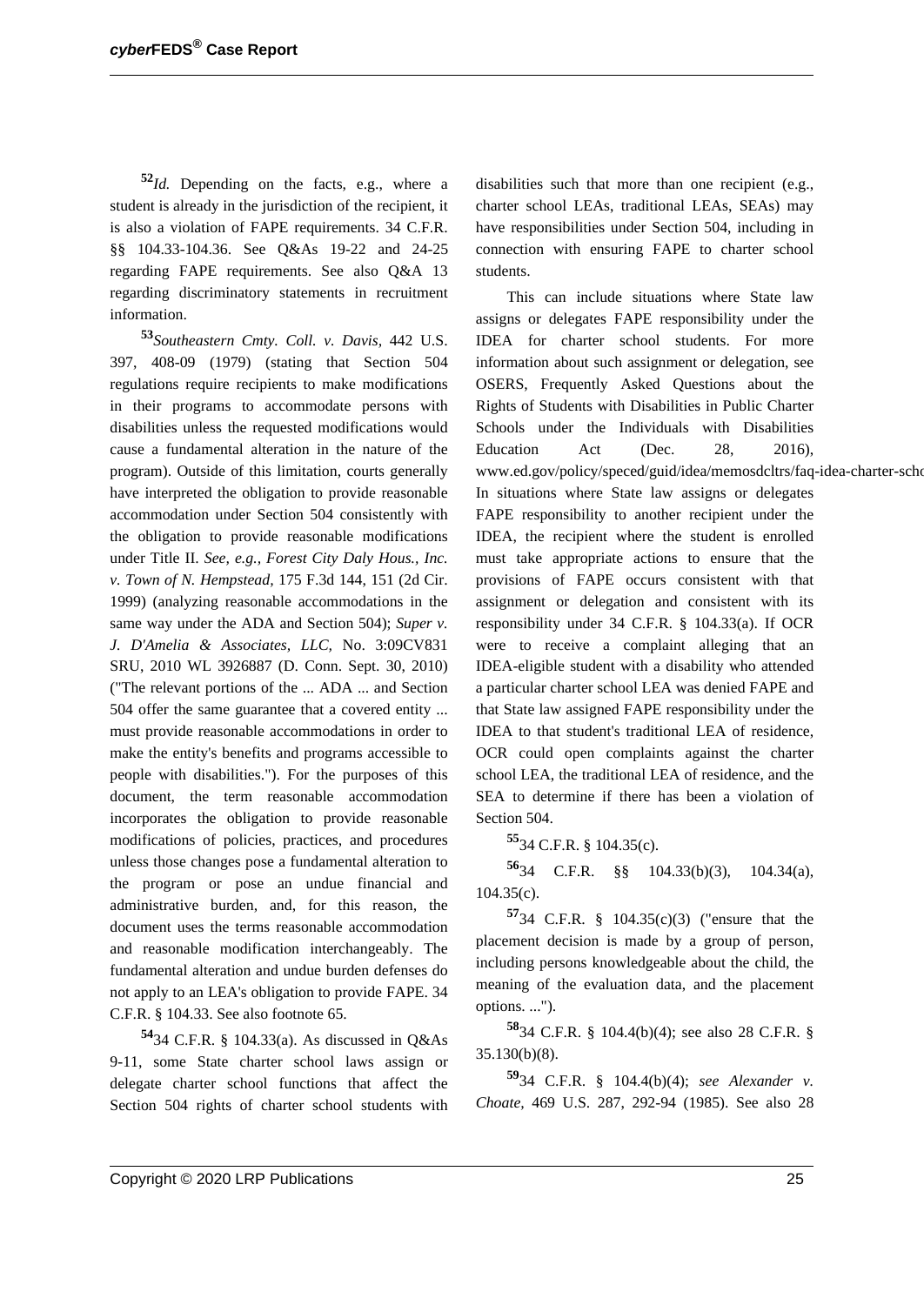[52]*Id.* Depending on the facts, e.g., where a student is already in the jurisdiction of the recipient, it is also a violation of FAPE requirements. 34 C.F.R. §§ 104.33-104.36. See Q&As 19-22 and 24-25 regarding FAPE requirements. See also Q&A 13 regarding discriminatory statements in recruitment information.

[53]*Southeastern Cmty. Coll. v. Davis,* 442 U.S. 397, 408-09 (1979) (stating that Section 504 regulations require recipients to make modifications in their programs to accommodate persons with disabilities unless the requested modifications would cause a fundamental alteration in the nature of the program). Outside of this limitation, courts generally have interpreted the obligation to provide reasonable accommodation under Section 504 consistently with the obligation to provide reasonable modifications under Title II. *See, e.g., Forest City Daly Hous., Inc. v. Town of N. Hempstead,* 175 F.3d 144, 151 (2d Cir. 1999) (analyzing reasonable accommodations in the same way under the ADA and Section 504); *Super v. J. D'Amelia & Associates, LLC,* No. 3:09CV831 SRU, 2010 WL 3926887 (D. Conn. Sept. 30, 2010) ("The relevant portions of the ... ADA ... and Section 504 offer the same guarantee that a covered entity ... must provide reasonable accommodations in order to make the entity's benefits and programs accessible to people with disabilities."). For the purposes of this document, the term reasonable accommodation incorporates the obligation to provide reasonable modifications of policies, practices, and procedures unless those changes pose a fundamental alteration to the program or pose an undue financial and administrative burden, and, for this reason, the document uses the terms reasonable accommodation and reasonable modification interchangeably. The fundamental alteration and undue burden defenses do not apply to an LEA's obligation to provide FAPE. 34 C.F.R. § 104.33. See also footnote 65.

[54]34 C.F.R. § 104.33(a). As discussed in Q&As 9-11, some State charter school laws assign or delegate charter school functions that affect the Section 504 rights of charter school students with disabilities such that more than one recipient (e.g., charter school LEAs, traditional LEAs, SEAs) may have responsibilities under Section 504, including in connection with ensuring FAPE to charter school students.

This can include situations where State law assigns or delegates FAPE responsibility under the IDEA for charter school students. For more information about such assignment or delegation, see OSERS, Frequently Asked Questions about the Rights of Students with Disabilities in Public Charter Schools under the Individuals with Disabilities Education Act (Dec. 28, 2016), www.ed.gov/policy/speced/guid/idea/memosdcltrs/faq-idea-charter-scho In situations where State law assigns or delegates FAPE responsibility to another recipient under the IDEA, the recipient where the student is enrolled must take appropriate actions to ensure that the provisions of FAPE occurs consistent with that assignment or delegation and consistent with its responsibility under 34 C.F.R. § 104.33(a). If OCR were to receive a complaint alleging that an IDEA-eligible student with a disability who attended a particular charter school LEA was denied FAPE and that State law assigned FAPE responsibility under the IDEA to that student's traditional LEA of residence, OCR could open complaints against the charter school LEA, the traditional LEA of residence, and the SEA to determine if there has been a violation of Section 504.

[55]34 C.F.R. § 104.35(c).

[56]34 C.F.R. §§ 104.33(b)(3), 104.34(a), 104.35(c).

[57]34 C.F.R. § 104.35(c)(3) ("ensure that the placement decision is made by a group of person, including persons knowledgeable about the child, the meaning of the evaluation data, and the placement options. ...").

[58]34 C.F.R. § 104.4(b)(4); see also 28 C.F.R. § 35.130(b)(8).

[59]34 C.F.R. § 104.4(b)(4); *see Alexander v. Choate*, 469 U.S. 287, 292-94 (1985). See also 28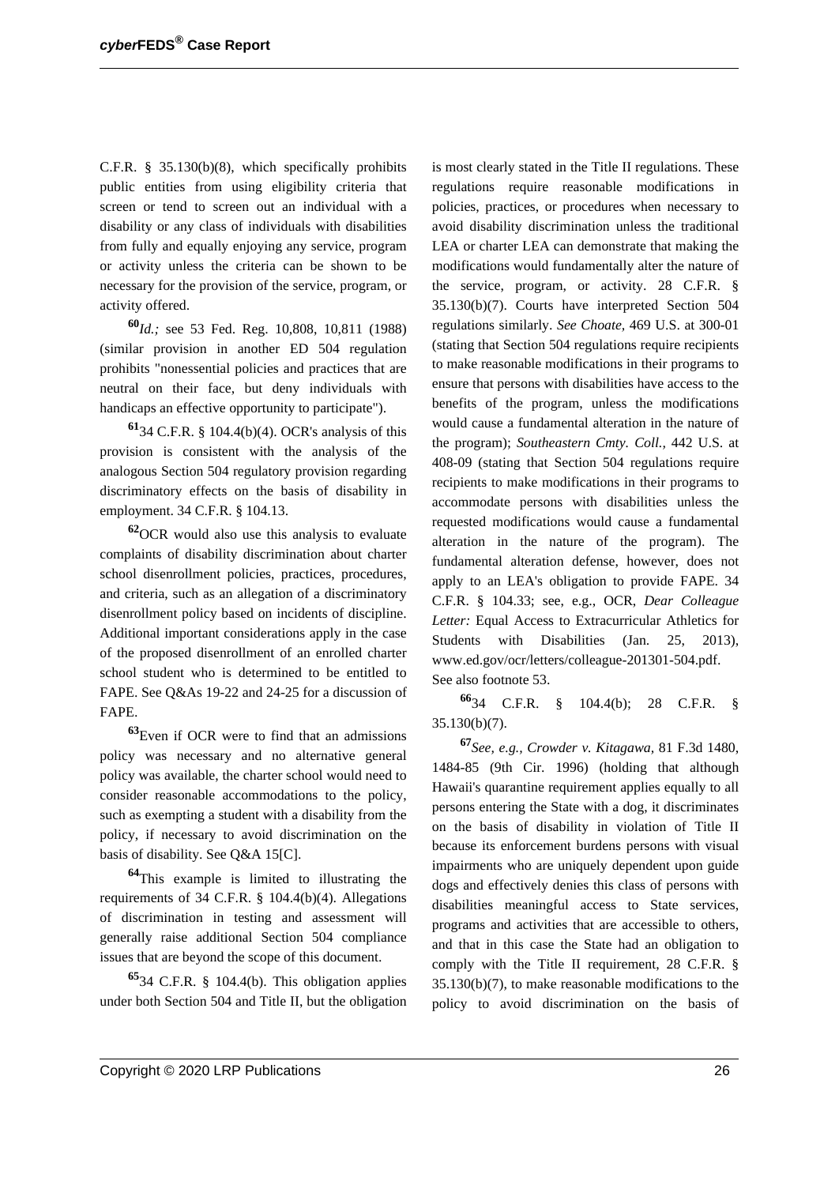C.F.R. § 35.130(b)(8), which specifically prohibits public entities from using eligibility criteria that screen or tend to screen out an individual with a disability or any class of individuals with disabilities from fully and equally enjoying any service, program or activity unless the criteria can be shown to be necessary for the provision of the service, program, or activity offered.

[60]*Id.;* see 53 Fed. Reg. 10,808, 10,811 (1988) (similar provision in another ED 504 regulation prohibits "nonessential policies and practices that are neutral on their face, but deny individuals with handicaps an effective opportunity to participate").

[61]34 C.F.R. § 104.4(b)(4). OCR's analysis of this provision is consistent with the analysis of the analogous Section 504 regulatory provision regarding discriminatory effects on the basis of disability in employment. 34 C.F.R. § 104.13.

[62]OCR would also use this analysis to evaluate complaints of disability discrimination about charter school disenrollment policies, practices, procedures, and criteria, such as an allegation of a discriminatory disenrollment policy based on incidents of discipline. Additional important considerations apply in the case of the proposed disenrollment of an enrolled charter school student who is determined to be entitled to FAPE. See Q&As 19-22 and 24-25 for a discussion of FAPE.

[63]Even if OCR were to find that an admissions policy was necessary and no alternative general policy was available, the charter school would need to consider reasonable accommodations to the policy, such as exempting a student with a disability from the policy, if necessary to avoid discrimination on the basis of disability. See Q&A 15[C].

[64]This example is limited to illustrating the requirements of 34 C.F.R. § 104.4(b)(4). Allegations of discrimination in testing and assessment will generally raise additional Section 504 compliance issues that are beyond the scope of this document.

[65]34 C.F.R. § 104.4(b). This obligation applies under both Section 504 and Title II, but the obligation is most clearly stated in the Title II regulations. These regulations require reasonable modifications in policies, practices, or procedures when necessary to avoid disability discrimination unless the traditional LEA or charter LEA can demonstrate that making the modifications would fundamentally alter the nature of the service, program, or activity. 28 C.F.R. § 35.130(b)(7). Courts have interpreted Section 504 regulations similarly. *See Choate,* 469 U.S. at 300-01 (stating that Section 504 regulations require recipients to make reasonable modifications in their programs to ensure that persons with disabilities have access to the benefits of the program, unless the modifications would cause a fundamental alteration in the nature of the program); *Southeastern Cmty. Coll.,* 442 U.S. at 408-09 (stating that Section 504 regulations require recipients to make modifications in their programs to accommodate persons with disabilities unless the requested modifications would cause a fundamental alteration in the nature of the program). The fundamental alteration defense, however, does not apply to an LEA's obligation to provide FAPE. 34 C.F.R. § 104.33; see, e.g., OCR, *Dear Colleague Letter:* Equal Access to Extracurricular Athletics for Students with Disabilities (Jan. 25, 2013), www.ed.gov/ocr/letters/colleague-201301-504.pdf. See also footnote 53.

[66]34 C.F.R. § 104.4(b); 28 C.F.R. § 35.130(b)(7).

[67]*See, e.g., Crowder v. Kitagawa,* 81 F.3d 1480, 1484-85 (9th Cir. 1996) (holding that although Hawaii's quarantine requirement applies equally to all persons entering the State with a dog, it discriminates on the basis of disability in violation of Title II because its enforcement burdens persons with visual impairments who are uniquely dependent upon guide dogs and effectively denies this class of persons with disabilities meaningful access to State services, programs and activities that are accessible to others, and that in this case the State had an obligation to comply with the Title II requirement, 28 C.F.R. § 35.130(b)(7), to make reasonable modifications to the policy to avoid discrimination on the basis of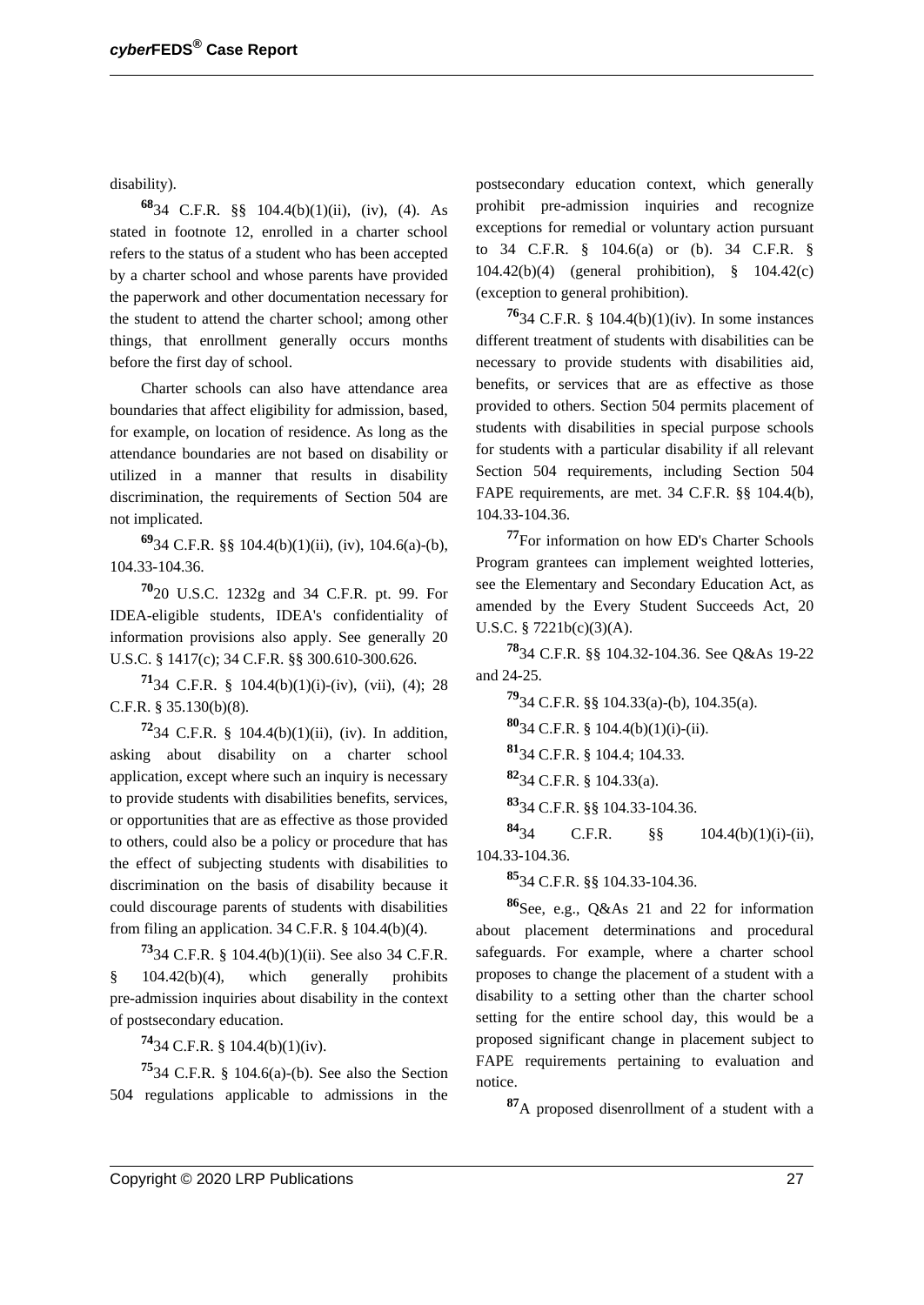disability).

[68]34 C.F.R. §§ 104.4(b)(1)(ii), (iv), (4). As stated in footnote 12, enrolled in a charter school refers to the status of a student who has been accepted by a charter school and whose parents have provided the paperwork and other documentation necessary for the student to attend the charter school; among other things, that enrollment generally occurs months before the first day of school.

Charter schools can also have attendance area boundaries that affect eligibility for admission, based, for example, on location of residence. As long as the attendance boundaries are not based on disability or utilized in a manner that results in disability discrimination, the requirements of Section 504 are not implicated.

[69]34 C.F.R. §§ 104.4(b)(1)(ii), (iv), 104.6(a)-(b), 104.33-104.36.

[70]20 U.S.C. 1232g and 34 C.F.R. pt. 99. For IDEA-eligible students, IDEA's confidentiality of information provisions also apply. See generally 20 U.S.C. § 1417(c); 34 C.F.R. §§ 300.610-300.626.

[71]34 C.F.R. § 104.4(b)(1)(i)-(iv), (vii), (4); 28 C.F.R. § 35.130(b)(8).

[72]34 C.F.R. § 104.4(b)(1)(ii), (iv). In addition, asking about disability on a charter school application, except where such an inquiry is necessary to provide students with disabilities benefits, services, or opportunities that are as effective as those provided to others, could also be a policy or procedure that has the effect of subjecting students with disabilities to discrimination on the basis of disability because it could discourage parents of students with disabilities from filing an application. 34 C.F.R. § 104.4(b)(4).

[73]34 C.F.R. § 104.4(b)(1)(ii). See also 34 C.F.R. § 104.42(b)(4), which generally prohibits pre-admission inquiries about disability in the context of postsecondary education.

[74]34 C.F.R. § 104.4(b)(1)(iv).

[75]34 C.F.R. § 104.6(a)-(b). See also the Section 504 regulations applicable to admissions in the postsecondary education context, which generally prohibit pre-admission inquiries and recognize exceptions for remedial or voluntary action pursuant to 34 C.F.R. § 104.6(a) or (b). 34 C.F.R. § 104.42(b)(4) (general prohibition), § 104.42(c) (exception to general prohibition).

[76]34 C.F.R. § 104.4(b)(1)(iv). In some instances different treatment of students with disabilities can be necessary to provide students with disabilities aid, benefits, or services that are as effective as those provided to others. Section 504 permits placement of students with disabilities in special purpose schools for students with a particular disability if all relevant Section 504 requirements, including Section 504 FAPE requirements, are met. 34 C.F.R. §§ 104.4(b), 104.33-104.36.

[77]For information on how ED's Charter Schools Program grantees can implement weighted lotteries, see the Elementary and Secondary Education Act, as amended by the Every Student Succeeds Act, 20 U.S.C. § 7221b(c)(3)(A).

[78]34 C.F.R. §§ 104.32-104.36. See Q&As 19-22 and 24-25.

[79]34 C.F.R. §§ 104.33(a)-(b), 104.35(a).

[80]34 C.F.R. § 104.4(b)(1)(i)-(ii).

[81]34 C.F.R. § 104.4; 104.33.

[82]34 C.F.R. § 104.33(a).

[83]34 C.F.R. §§ 104.33-104.36.

[84]34 C.F.R. §§ 104.4(b)(1)(i)-(ii), 104.33-104.36.

[85]34 C.F.R. §§ 104.33-104.36.

[86]See, e.g., Q&As 21 and 22 for information about placement determinations and procedural safeguards. For example, where a charter school proposes to change the placement of a student with a disability to a setting other than the charter school setting for the entire school day, this would be a proposed significant change in placement subject to FAPE requirements pertaining to evaluation and notice.

[87]A proposed disenrollment of a student with a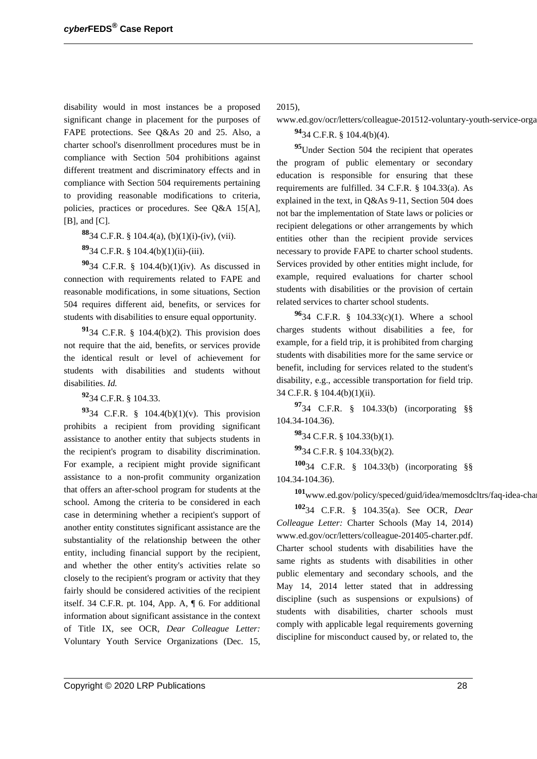disability would in most instances be a proposed significant change in placement for the purposes of FAPE protections. See Q&As 20 and 25. Also, a charter school's disenrollment procedures must be in compliance with Section 504 prohibitions against different treatment and discriminatory effects and in compliance with Section 504 requirements pertaining to providing reasonable modifications to criteria, policies, practices or procedures. See Q&A 15[A], [B], and [C].

**88** 34 C.F.R. § 104.4(a), (b)(1)(i)-(iv), (vii).

**89** 34 C.F.R. § 104.4(b)(1)(ii)-(iii).

**90** 34 C.F.R. § 104.4(b)(1)(iv). As discussed in connection with requirements related to FAPE and reasonable modifications, in some situations, Section 504 requires different aid, benefits, or services for students with disabilities to ensure equal opportunity.

**91** 34 C.F.R. § 104.4(b)(2). This provision does not require that the aid, benefits, or services provide the identical result or level of achievement for students with disabilities and students without disabilities. *Id.*

**92** 34 C.F.R. § 104.33.

**93** 34 C.F.R. § 104.4(b)(1)(v). This provision prohibits a recipient from providing significant assistance to another entity that subjects students in the recipient's program to disability discrimination. For example, a recipient might provide significant assistance to a non-profit community organization that offers an after-school program for students at the school. Among the criteria to be considered in each case in determining whether a recipient's support of another entity constitutes significant assistance are the substantiality of the relationship between the other entity, including financial support by the recipient, and whether the other entity's activities relate so closely to the recipient's program or activity that they fairly should be considered activities of the recipient itself. 34 C.F.R. pt. 104, App. A, ¶ 6. For additional information about significant assistance in the context of Title IX, see OCR, *Dear Colleague Letter:* Voluntary Youth Service Organizations (Dec. 15, 2015), www.ed.gov/ocr/letters/colleague-201512-voluntary-youth-service-orga

**94** 34 C.F.R. § 104.4(b)(4).

**95** Under Section 504 the recipient that operates the program of public elementary or secondary education is responsible for ensuring that these requirements are fulfilled. 34 C.F.R. § 104.33(a). As explained in the text, in Q&As 9-11, Section 504 does not bar the implementation of State laws or policies or recipient delegations or other arrangements by which entities other than the recipient provide services necessary to provide FAPE to charter school students. Services provided by other entities might include, for example, required evaluations for charter school students with disabilities or the provision of certain related services to charter school students.

**96** 34 C.F.R. § 104.33(c)(1). Where a school charges students without disabilities a fee, for example, for a field trip, it is prohibited from charging students with disabilities more for the same service or benefit, including for services related to the student's disability, e.g., accessible transportation for field trip. 34 C.F.R. § 104.4(b)(1)(ii).

**97** 34 C.F.R. § 104.33(b) (incorporating §§ 104.34-104.36).

**98** 34 C.F.R. § 104.33(b)(1).

**99** 34 C.F.R. § 104.33(b)(2).

**100** 34 C.F.R. § 104.33(b) (incorporating §§ 104.34-104.36).

**101** www.ed.gov/policy/speced/guid/idea/memosdcltrs/faq-idea-char

**102** 34 C.F.R. § 104.35(a). See OCR, *Dear Colleague Letter:* Charter Schools (May 14, 2014) www.ed.gov/ocr/letters/colleague-201405-charter.pdf. Charter school students with disabilities have the same rights as students with disabilities in other public elementary and secondary schools, and the May 14, 2014 letter stated that in addressing discipline (such as suspensions or expulsions) of students with disabilities, charter schools must comply with applicable legal requirements governing discipline for misconduct caused by, or related to, the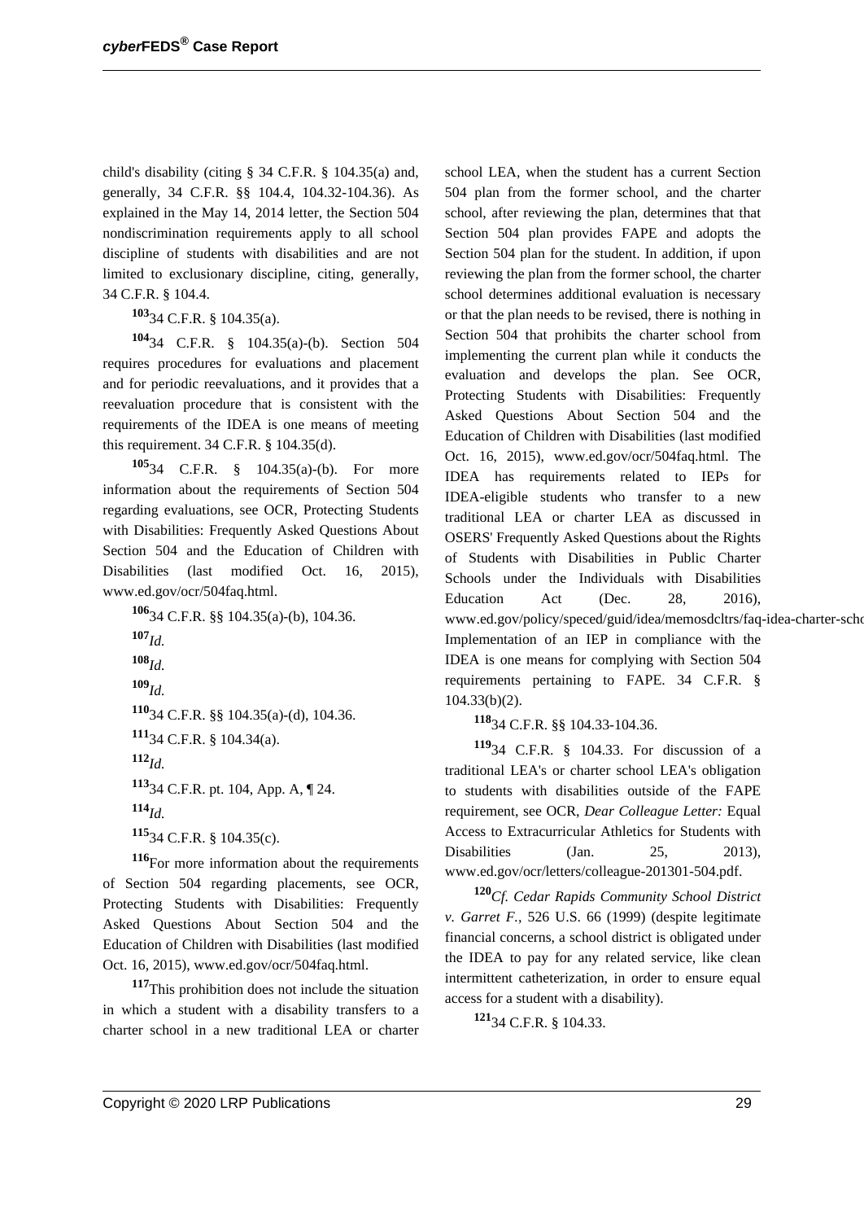child's disability (citing § 34 C.F.R. § 104.35(a) and, generally, 34 C.F.R. §§ 104.4, 104.32-104.36). As explained in the May 14, 2014 letter, the Section 504 nondiscrimination requirements apply to all school discipline of students with disabilities and are not limited to exclusionary discipline, citing, generally, 34 C.F.R. § 104.4.

[103] 34 C.F.R. § 104.35(a).

[104] 34 C.F.R. § 104.35(a)-(b). Section 504 requires procedures for evaluations and placement and for periodic reevaluations, and it provides that a reevaluation procedure that is consistent with the requirements of the IDEA is one means of meeting this requirement. 34 C.F.R. § 104.35(d).

[105] 34 C.F.R. § 104.35(a)-(b). For more information about the requirements of Section 504 regarding evaluations, see OCR, Protecting Students with Disabilities: Frequently Asked Questions About Section 504 and the Education of Children with Disabilities (last modified Oct. 16, 2015), www.ed.gov/ocr/504faq.html.

[106] 34 C.F.R. §§ 104.35(a)-(b), 104.36.

[107] *Id.*

[108] *Id.*

[109] *Id.*

[110] 34 C.F.R. §§ 104.35(a)-(d), 104.36.

[111] 34 C.F.R. § 104.34(a).

[112] *Id.*

[113] 34 C.F.R. pt. 104, App. A, ¶ 24.

[114] *Id.*

[115] 34 C.F.R. § 104.35(c).

[116] For more information about the requirements of Section 504 regarding placements, see OCR, Protecting Students with Disabilities: Frequently Asked Questions About Section 504 and the Education of Children with Disabilities (last modified Oct. 16, 2015), www.ed.gov/ocr/504faq.html.

[117] This prohibition does not include the situation in which a student with a disability transfers to a charter school in a new traditional LEA or charter school LEA, when the student has a current Section 504 plan from the former school, and the charter school, after reviewing the plan, determines that that Section 504 plan provides FAPE and adopts the Section 504 plan for the student. In addition, if upon reviewing the plan from the former school, the charter school determines additional evaluation is necessary or that the plan needs to be revised, there is nothing in Section 504 that prohibits the charter school from implementing the current plan while it conducts the evaluation and develops the plan. See OCR, Protecting Students with Disabilities: Frequently Asked Questions About Section 504 and the Education of Children with Disabilities (last modified Oct. 16, 2015), www.ed.gov/ocr/504faq.html. The IDEA has requirements related to IEPs for IDEA-eligible students who transfer to a new traditional LEA or charter LEA as discussed in OSERS' Frequently Asked Questions about the Rights of Students with Disabilities in Public Charter Schools under the Individuals with Disabilities Education Act (Dec. 28, 2016), www.ed.gov/policy/speced/guid/idea/memosdcltrs/faq-idea-charter-scho Implementation of an IEP in compliance with the IDEA is one means for complying with Section 504 requirements pertaining to FAPE. 34 C.F.R. § 104.33(b)(2).

[118] 34 C.F.R. §§ 104.33-104.36.

[119] 34 C.F.R. § 104.33. For discussion of a traditional LEA's or charter school LEA's obligation to students with disabilities outside of the FAPE requirement, see OCR, *Dear Colleague Letter:* Equal Access to Extracurricular Athletics for Students with Disabilities (Jan. 25, 2013), www.ed.gov/ocr/letters/colleague-201301-504.pdf.

[120] *Cf. Cedar Rapids Community School District v. Garret F.*, 526 U.S. 66 (1999) (despite legitimate financial concerns, a school district is obligated under the IDEA to pay for any related service, like clean intermittent catheterization, in order to ensure equal access for a student with a disability).

[121] 34 C.F.R. § 104.33.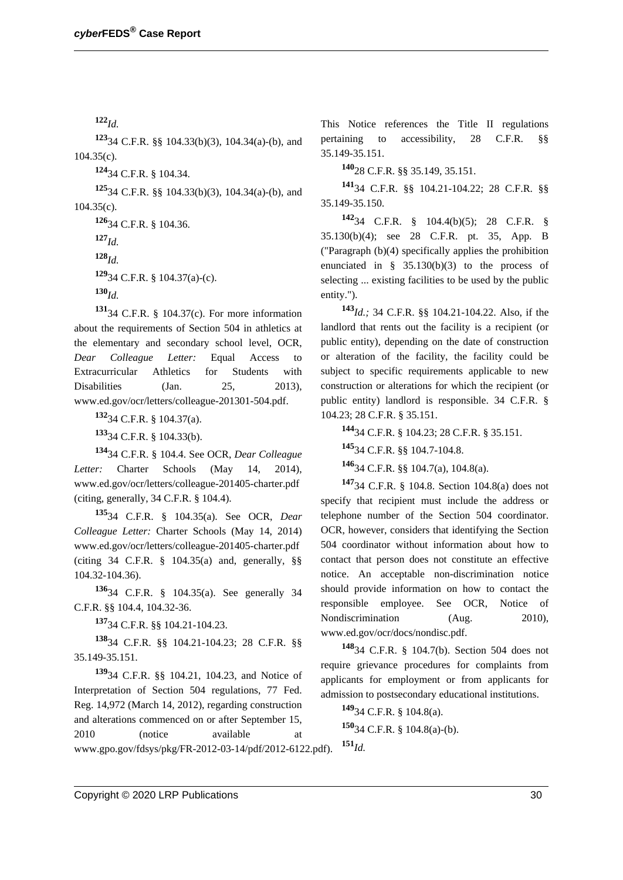[122]*Id.*

[123]34 C.F.R. §§ 104.33(b)(3), 104.34(a)-(b), and 104.35(c).

[124]34 C.F.R. § 104.34.

[125]34 C.F.R. §§ 104.33(b)(3), 104.34(a)-(b), and 104.35(c).

[126]34 C.F.R. § 104.36.

[127]*Id.*

[128]*Id.*

[129]34 C.F.R. § 104.37(a)-(c).

[130]*Id.*

[131]34 C.F.R. § 104.37(c). For more information about the requirements of Section 504 in athletics at the elementary and secondary school level, OCR, *Dear Colleague Letter:* Equal Access to Extracurricular Athletics for Students with Disabilities (Jan. 25, 2013), www.ed.gov/ocr/letters/colleague-201301-504.pdf.

[132]34 C.F.R. § 104.37(a).

[133]34 C.F.R. § 104.33(b).

[134]34 C.F.R. § 104.4. See OCR, *Dear Colleague Letter:* Charter Schools (May 14, 2014), www.ed.gov/ocr/letters/colleague-201405-charter.pdf (citing, generally, 34 C.F.R. § 104.4).

[135]34 C.F.R. § 104.35(a). See OCR, *Dear Colleague Letter:* Charter Schools (May 14, 2014) www.ed.gov/ocr/letters/colleague-201405-charter.pdf (citing 34 C.F.R. § 104.35(a) and, generally, §§ 104.32-104.36).

[136]34 C.F.R. § 104.35(a). See generally 34 C.F.R. §§ 104.4, 104.32-36.

[137]34 C.F.R. §§ 104.21-104.23.

[138]34 C.F.R. §§ 104.21-104.23; 28 C.F.R. §§ 35.149-35.151.

[139]34 C.F.R. §§ 104.21, 104.23, and Notice of Interpretation of Section 504 regulations, 77 Fed. Reg. 14,972 (March 14, 2012), regarding construction and alterations commenced on or after September 15, 2010 (notice available at www.gpo.gov/fdsys/pkg/FR-2012-03-14/pdf/2012-6122.pdf). This Notice references the Title II regulations pertaining to accessibility, 28 C.F.R. §§ 35.149-35.151.

[140]28 C.F.R. §§ 35.149, 35.151.

[141]34 C.F.R. §§ 104.21-104.22; 28 C.F.R. §§ 35.149-35.150.

[142]34 C.F.R. § 104.4(b)(5); 28 C.F.R. § 35.130(b)(4); see 28 C.F.R. pt. 35, App. B ("Paragraph (b)(4) specifically applies the prohibition enunciated in § 35.130(b)(3) to the process of selecting ... existing facilities to be used by the public entity.").

[143]*Id.;* 34 C.F.R. §§ 104.21-104.22. Also, if the landlord that rents out the facility is a recipient (or public entity), depending on the date of construction or alteration of the facility, the facility could be subject to specific requirements applicable to new construction or alterations for which the recipient (or public entity) landlord is responsible. 34 C.F.R. § 104.23; 28 C.F.R. § 35.151.

[144]34 C.F.R. § 104.23; 28 C.F.R. § 35.151.

[145]34 C.F.R. §§ 104.7-104.8.

[146]34 C.F.R. §§ 104.7(a), 104.8(a).

[147]34 C.F.R. § 104.8. Section 104.8(a) does not specify that recipient must include the address or telephone number of the Section 504 coordinator. OCR, however, considers that identifying the Section 504 coordinator without information about how to contact that person does not constitute an effective notice. An acceptable non-discrimination notice should provide information on how to contact the responsible employee. See OCR, Notice of Nondiscrimination (Aug. 2010), www.ed.gov/ocr/docs/nondisc.pdf.

[148]34 C.F.R. § 104.7(b). Section 504 does not require grievance procedures for complaints from applicants for employment or from applicants for admission to postsecondary educational institutions.

[149]34 C.F.R. § 104.8(a).

[150]34 C.F.R. § 104.8(a)-(b).

[151]*Id.*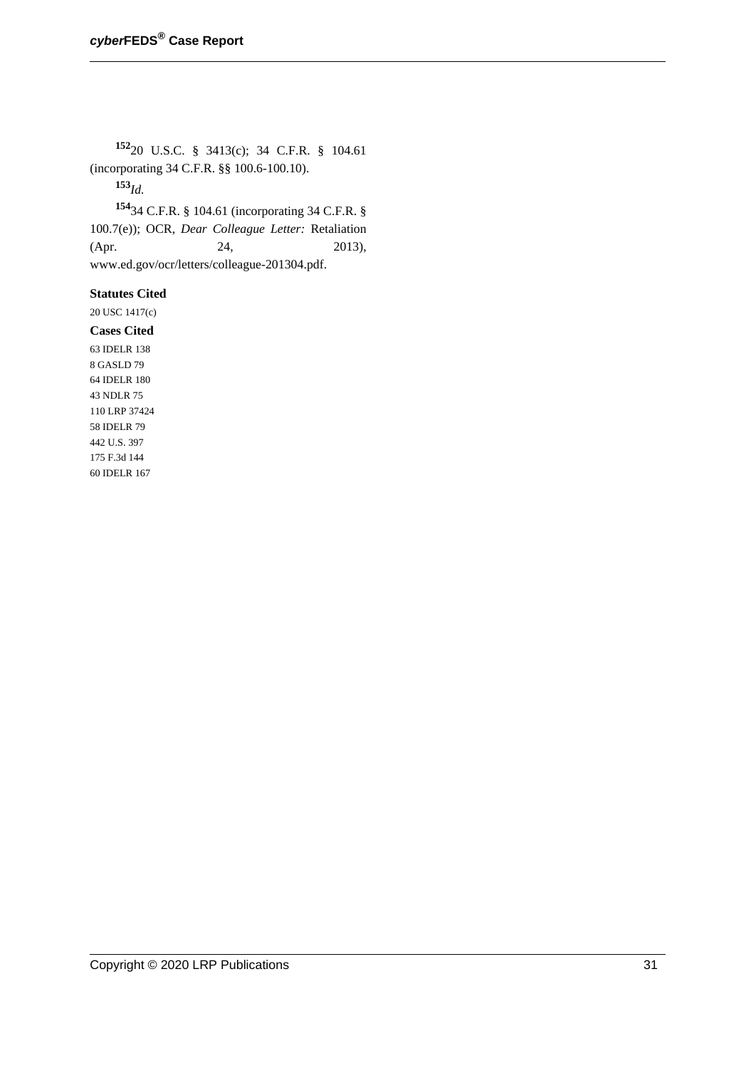[152] 20 U.S.C. § 3413(c); 34 C.F.R. § 104.61 (incorporating 34 C.F.R. §§ 100.6-100.10).

[153] *Id.*

[154] 34 C.F.R. § 104.61 (incorporating 34 C.F.R. § 100.7(e)); OCR, *Dear Colleague Letter:* Retaliation (Apr. 24, 2013), www.ed.gov/ocr/letters/colleague-201304.pdf.

**Statutes Cited**

20 USC 1417(c)

**Cases Cited**

63 IDELR 138
8 GASLD 79
64 IDELR 180
43 NDLR 75
110 LRP 37424
58 IDELR 79
442 U.S. 397
175 F.3d 144
60 IDELR 167